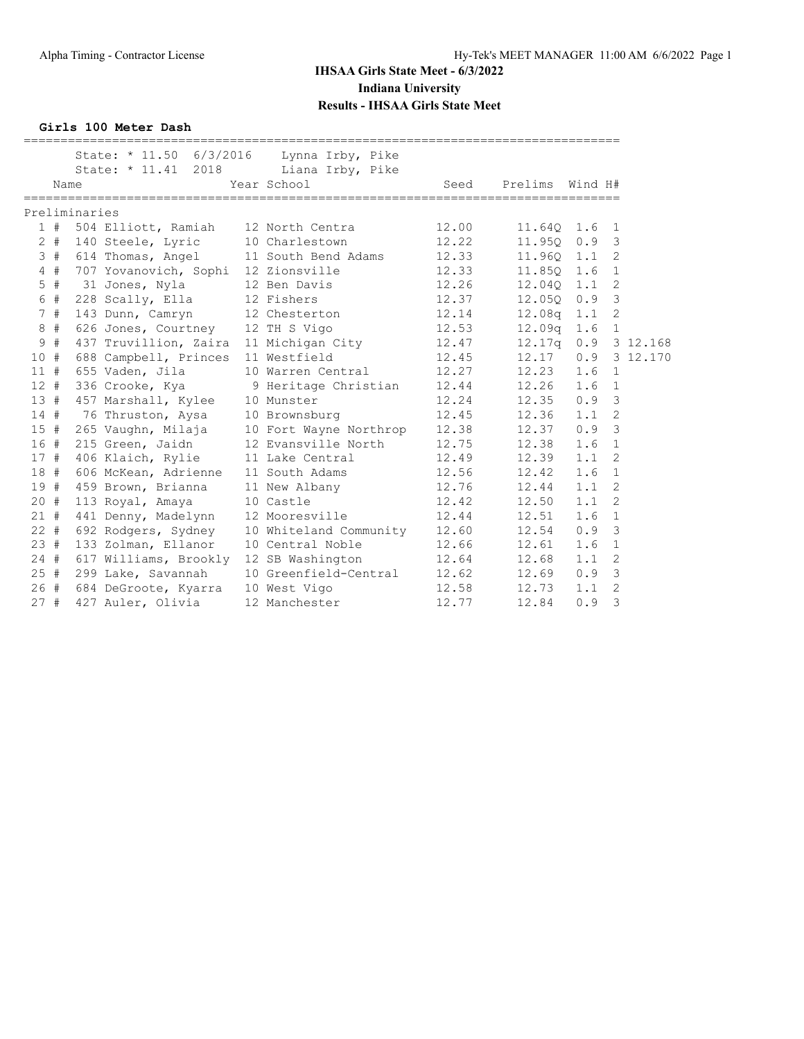# IHSAA Girls State Meet - 6/3/2022

## Indiana University

## Results - IHSAA Girls State Meet

### Girls 100 Meter Dash

State: * 11.50 6/3/2016 Lynna Irby, Pike
State: * 11.41 2018 Liana Irby, Pike

**Preliminaries**

| Place | | Name | Year | School | Seed | Prelims | Wind | H# | |
|---|---|---|---|---|---|---|---|---|---|
| 1 | # | 504 Elliott, Ramiah | 12 | North Centra | 12.00 | 11.64Q | 1.6 | 1 | |
| 2 | # | 140 Steele, Lyric | 10 | Charlestown | 12.22 | 11.95Q | 0.9 | 3 | |
| 3 | # | 614 Thomas, Angel | 11 | South Bend Adams | 12.33 | 11.96Q | 1.1 | 2 | |
| 4 | # | 707 Yovanovich, Sophi | 12 | Zionsville | 12.33 | 11.85Q | 1.6 | 1 | |
| 5 | # | 31 Jones, Nyla | 12 | Ben Davis | 12.26 | 12.04Q | 1.1 | 2 | |
| 6 | # | 228 Scally, Ella | 12 | Fishers | 12.37 | 12.05Q | 0.9 | 3 | |
| 7 | # | 143 Dunn, Camryn | 12 | Chesterton | 12.14 | 12.08q | 1.1 | 2 | |
| 8 | # | 626 Jones, Courtney | 12 | TH S Vigo | 12.53 | 12.09q | 1.6 | 1 | |
| 9 | # | 437 Truvillion, Zaira | 11 | Michigan City | 12.47 | 12.17q | 0.9 | 3 | 12.168 |
| 10 | # | 688 Campbell, Princes | 11 | Westfield | 12.45 | 12.17 | 0.9 | 3 | 12.170 |
| 11 | # | 655 Vaden, Jila | 10 | Warren Central | 12.27 | 12.23 | 1.6 | 1 | |
| 12 | # | 336 Crooke, Kya | 9 | Heritage Christian | 12.44 | 12.26 | 1.6 | 1 | |
| 13 | # | 457 Marshall, Kylee | 10 | Munster | 12.24 | 12.35 | 0.9 | 3 | |
| 14 | # | 76 Thruston, Aysa | 10 | Brownsburg | 12.45 | 12.36 | 1.1 | 2 | |
| 15 | # | 265 Vaughn, Milaja | 10 | Fort Wayne Northrop | 12.38 | 12.37 | 0.9 | 3 | |
| 16 | # | 215 Green, Jaidn | 12 | Evansville North | 12.75 | 12.38 | 1.6 | 1 | |
| 17 | # | 406 Klaich, Rylie | 11 | Lake Central | 12.49 | 12.39 | 1.1 | 2 | |
| 18 | # | 606 McKean, Adrienne | 11 | South Adams | 12.56 | 12.42 | 1.6 | 1 | |
| 19 | # | 459 Brown, Brianna | 11 | New Albany | 12.76 | 12.44 | 1.1 | 2 | |
| 20 | # | 113 Royal, Amaya | 10 | Castle | 12.42 | 12.50 | 1.1 | 2 | |
| 21 | # | 441 Denny, Madelynn | 12 | Mooresville | 12.44 | 12.51 | 1.6 | 1 | |
| 22 | # | 692 Rodgers, Sydney | 10 | Whiteland Community | 12.60 | 12.54 | 0.9 | 3 | |
| 23 | # | 133 Zolman, Ellanor | 10 | Central Noble | 12.66 | 12.61 | 1.6 | 1 | |
| 24 | # | 617 Williams, Brookly | 12 | SB Washington | 12.64 | 12.68 | 1.1 | 2 | |
| 25 | # | 299 Lake, Savannah | 10 | Greenfield-Central | 12.62 | 12.69 | 0.9 | 3 | |
| 26 | # | 684 DeGroote, Kyarra | 10 | West Vigo | 12.58 | 12.73 | 1.1 | 2 | |
| 27 | # | 427 Auler, Olivia | 12 | Manchester | 12.77 | 12.84 | 0.9 | 3 | |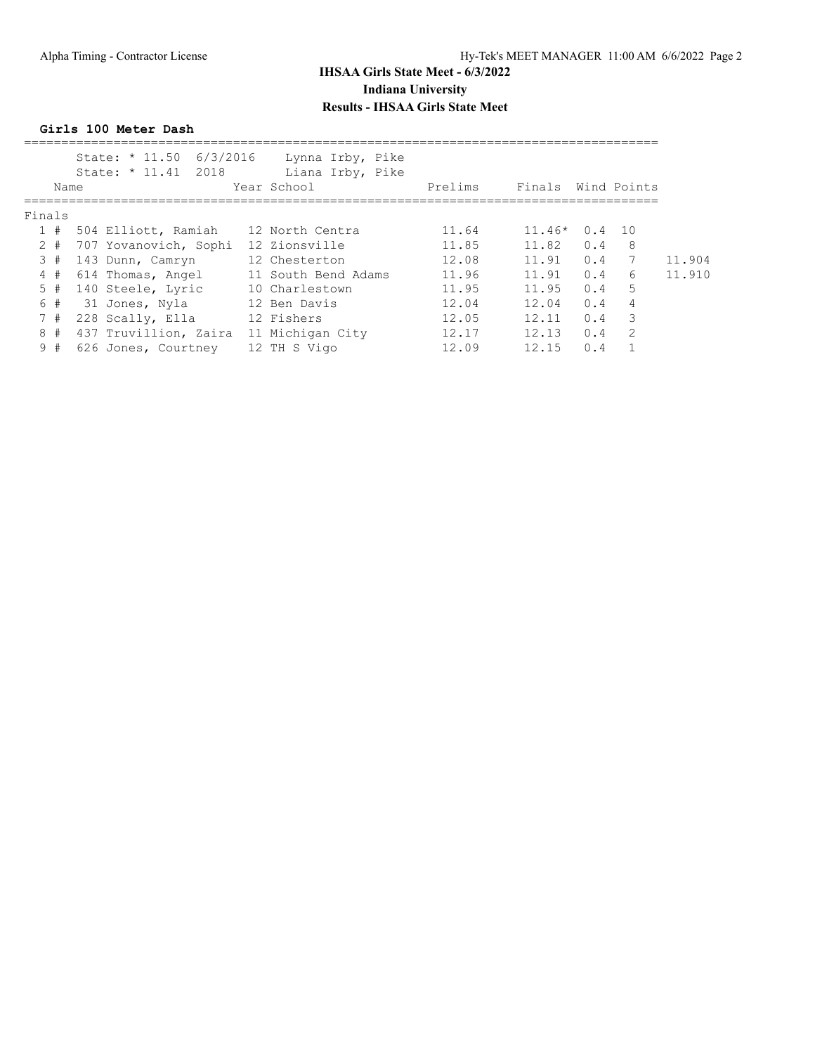# IHSAA Girls State Meet - 6/3/2022

## Indiana University

## Results - IHSAA Girls State Meet

### Girls 100 Meter Dash

State: * 11.50 6/3/2016 Lynna Irby, Pike
State: * 11.41 2018 Liana Irby, Pike

| Place | Name | Year | School | Prelims | Finals | Wind | Points | |
|---|---|---|---|---|---|---|---|---|
| **Finals** | | | | | | | | |
| 1 # | 504 Elliott, Ramiah | 12 | North Centra | 11.64 | 11.46* | 0.4 | 10 | |
| 2 # | 707 Yovanovich, Sophi | 12 | Zionsville | 11.85 | 11.82 | 0.4 | 8 | |
| 3 # | 143 Dunn, Camryn | 12 | Chesterton | 12.08 | 11.91 | 0.4 | 7 | 11.904 |
| 4 # | 614 Thomas, Angel | 11 | South Bend Adams | 11.96 | 11.91 | 0.4 | 6 | 11.910 |
| 5 # | 140 Steele, Lyric | 10 | Charlestown | 11.95 | 11.95 | 0.4 | 5 | |
| 6 # | 31 Jones, Nyla | 12 | Ben Davis | 12.04 | 12.04 | 0.4 | 4 | |
| 7 # | 228 Scally, Ella | 12 | Fishers | 12.05 | 12.11 | 0.4 | 3 | |
| 8 # | 437 Truvillion, Zaira | 11 | Michigan City | 12.17 | 12.13 | 0.4 | 2 | |
| 9 # | 626 Jones, Courtney | 12 | TH S Vigo | 12.09 | 12.15 | 0.4 | 1 | |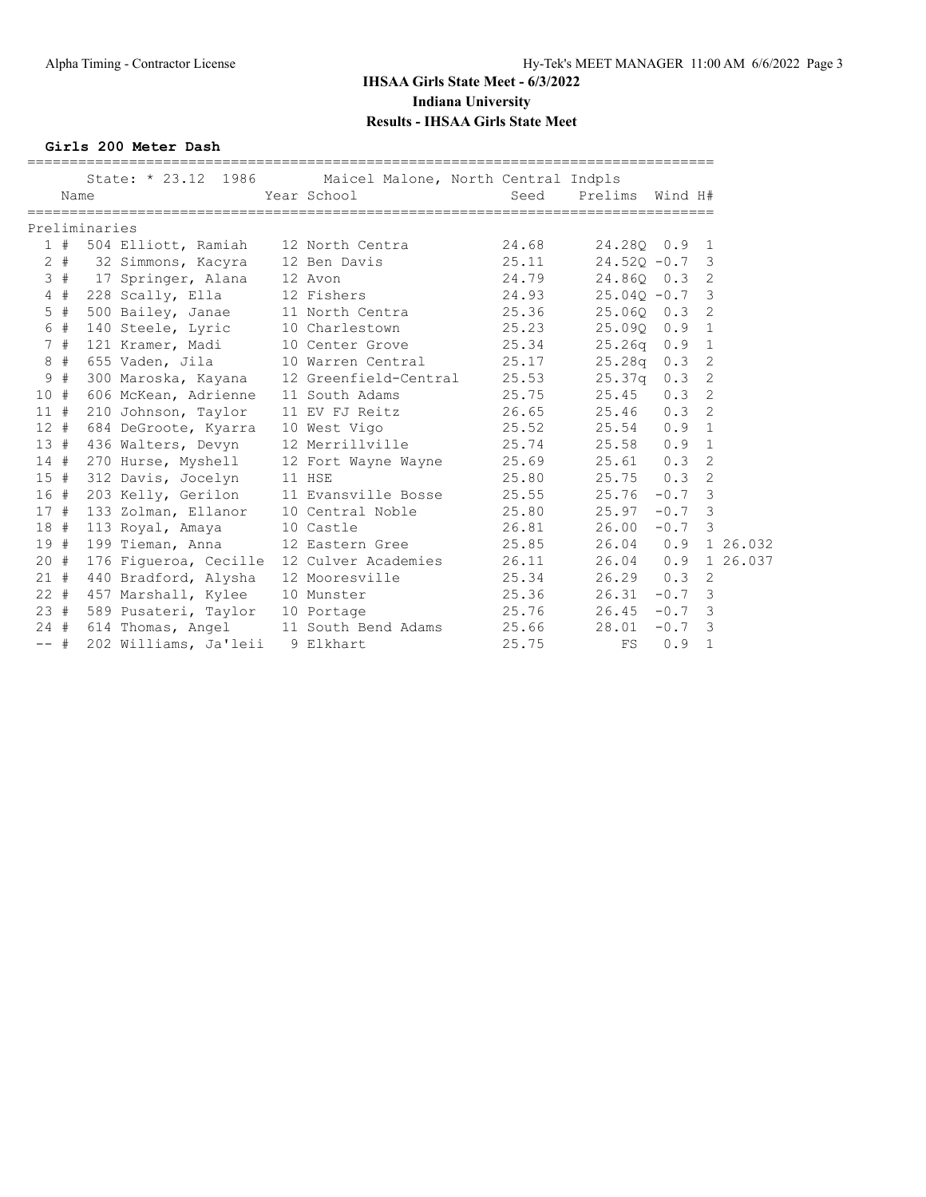**IHSAA Girls State Meet - 6/3/2022**
**Indiana University**
**Results - IHSAA Girls State Meet**

### Girls 200 Meter Dash

State: * 23.12 1986 Maicel Malone, North Central Indpls

**Preliminaries**

| Place | | Name | Year | School | Seed | Prelims | Wind | H# | |
|---|---|---|---|---|---|---|---|---|---|
| 1 | # | 504 Elliott, Ramiah | 12 | North Centra | 24.68 | 24.28Q | 0.9 | 1 | |
| 2 | # | 32 Simmons, Kacyra | 12 | Ben Davis | 25.11 | 24.52Q | -0.7 | 3 | |
| 3 | # | 17 Springer, Alana | 12 | Avon | 24.79 | 24.86Q | 0.3 | 2 | |
| 4 | # | 228 Scally, Ella | 12 | Fishers | 24.93 | 25.04Q | -0.7 | 3 | |
| 5 | # | 500 Bailey, Janae | 11 | North Centra | 25.36 | 25.06Q | 0.3 | 2 | |
| 6 | # | 140 Steele, Lyric | 10 | Charlestown | 25.23 | 25.09Q | 0.9 | 1 | |
| 7 | # | 121 Kramer, Madi | 10 | Center Grove | 25.34 | 25.26q | 0.9 | 1 | |
| 8 | # | 655 Vaden, Jila | 10 | Warren Central | 25.17 | 25.28q | 0.3 | 2 | |
| 9 | # | 300 Maroska, Kayana | 12 | Greenfield-Central | 25.53 | 25.37q | 0.3 | 2 | |
| 10 | # | 606 McKean, Adrienne | 11 | South Adams | 25.75 | 25.45 | 0.3 | 2 | |
| 11 | # | 210 Johnson, Taylor | 11 | EV FJ Reitz | 26.65 | 25.46 | 0.3 | 2 | |
| 12 | # | 684 DeGroote, Kyarra | 10 | West Vigo | 25.52 | 25.54 | 0.9 | 1 | |
| 13 | # | 436 Walters, Devyn | 12 | Merrillville | 25.74 | 25.58 | 0.9 | 1 | |
| 14 | # | 270 Hurse, Myshell | 12 | Fort Wayne Wayne | 25.69 | 25.61 | 0.3 | 2 | |
| 15 | # | 312 Davis, Jocelyn | 11 | HSE | 25.80 | 25.75 | 0.3 | 2 | |
| 16 | # | 203 Kelly, Gerilon | 11 | Evansville Bosse | 25.55 | 25.76 | -0.7 | 3 | |
| 17 | # | 133 Zolman, Ellanor | 10 | Central Noble | 25.80 | 25.97 | -0.7 | 3 | |
| 18 | # | 113 Royal, Amaya | 10 | Castle | 26.81 | 26.00 | -0.7 | 3 | |
| 19 | # | 199 Tieman, Anna | 12 | Eastern Gree | 25.85 | 26.04 | 0.9 | 1 | 26.032 |
| 20 | # | 176 Figueroa, Cecille | 12 | Culver Academies | 26.11 | 26.04 | 0.9 | 1 | 26.037 |
| 21 | # | 440 Bradford, Alysha | 12 | Mooresville | 25.34 | 26.29 | 0.3 | 2 | |
| 22 | # | 457 Marshall, Kylee | 10 | Munster | 25.36 | 26.31 | -0.7 | 3 | |
| 23 | # | 589 Pusateri, Taylor | 10 | Portage | 25.76 | 26.45 | -0.7 | 3 | |
| 24 | # | 614 Thomas, Angel | 11 | South Bend Adams | 25.66 | 28.01 | -0.7 | 3 | |
| -- | # | 202 Williams, Ja'leii | 9 | Elkhart | 25.75 | FS | 0.9 | 1 | |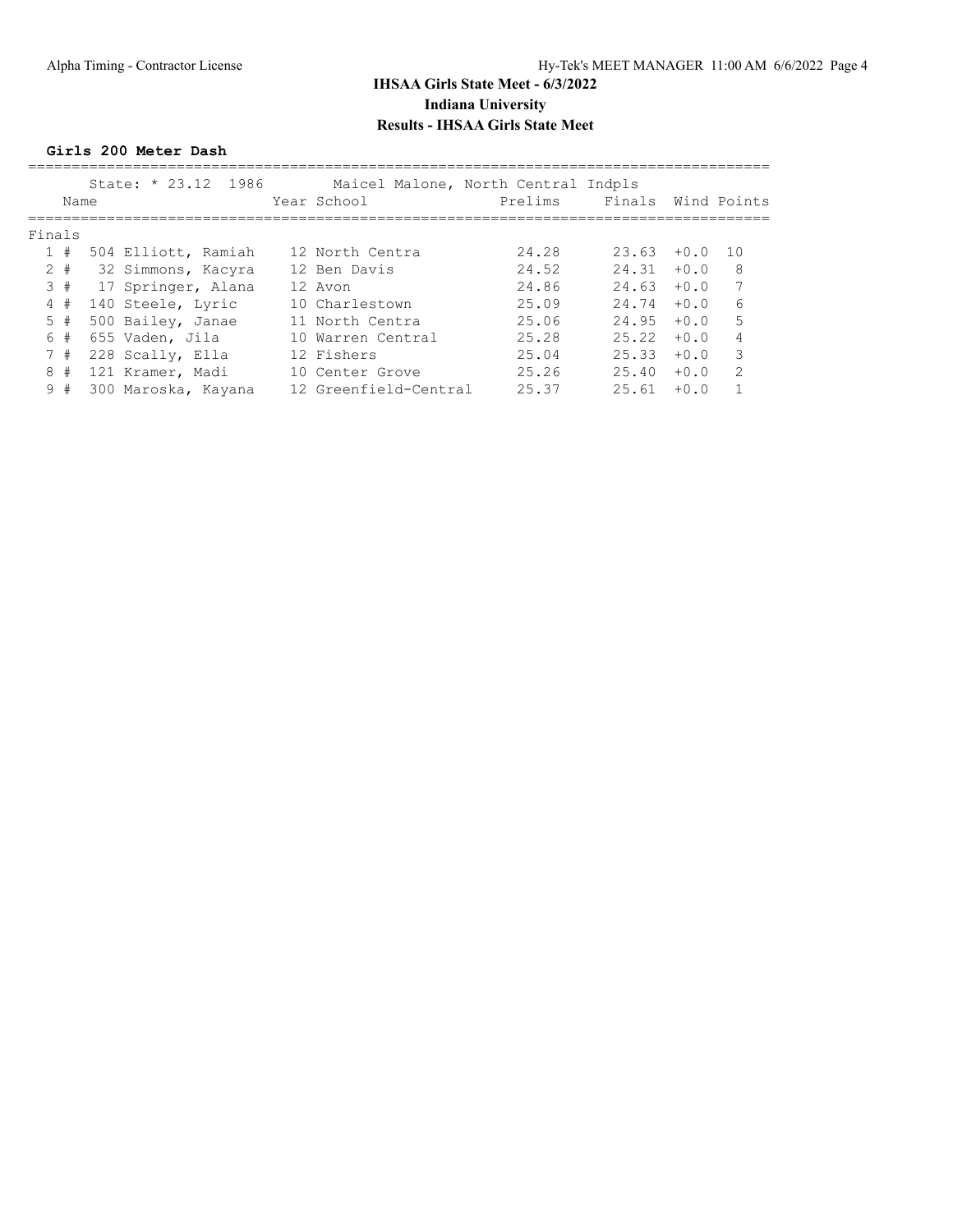# IHSAA Girls State Meet - 6/3/2022

## Indiana University

## Results - IHSAA Girls State Meet

### Girls 200 Meter Dash

State: * 23.12 1986 Maicel Malone, North Central Indpls

| Place | Name | Year | School | Prelims | Finals | Wind | Points |
|---|---|---|---|---|---|---|---|
| **Finals** | | | | | | | |
| 1 # | 504 Elliott, Ramiah | 12 | North Centra | 24.28 | 23.63 | +0.0 | 10 |
| 2 # | 32 Simmons, Kacyra | 12 | Ben Davis | 24.52 | 24.31 | +0.0 | 8 |
| 3 # | 17 Springer, Alana | 12 | Avon | 24.86 | 24.63 | +0.0 | 7 |
| 4 # | 140 Steele, Lyric | 10 | Charlestown | 25.09 | 24.74 | +0.0 | 6 |
| 5 # | 500 Bailey, Janae | 11 | North Centra | 25.06 | 24.95 | +0.0 | 5 |
| 6 # | 655 Vaden, Jila | 10 | Warren Central | 25.28 | 25.22 | +0.0 | 4 |
| 7 # | 228 Scally, Ella | 12 | Fishers | 25.04 | 25.33 | +0.0 | 3 |
| 8 # | 121 Kramer, Madi | 10 | Center Grove | 25.26 | 25.40 | +0.0 | 2 |
| 9 # | 300 Maroska, Kayana | 12 | Greenfield-Central | 25.37 | 25.61 | +0.0 | 1 |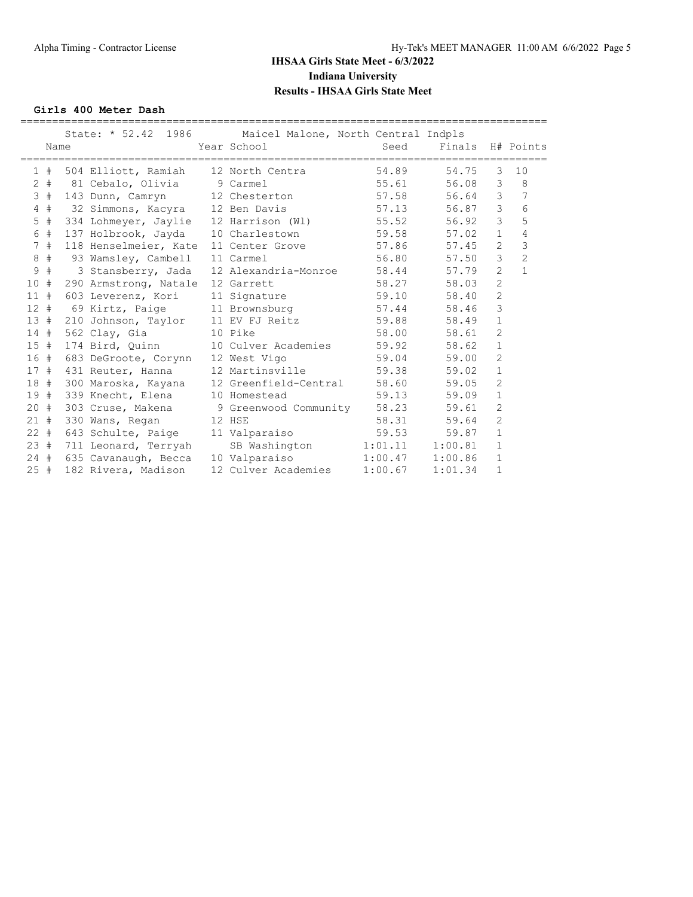# IHSAA Girls State Meet - 6/3/2022

## Indiana University

## Results - IHSAA Girls State Meet

### Girls 400 Meter Dash

State: * 52.42 1986 Maicel Malone, North Central Indpls

| Place | Name | Year | School | Seed | Finals | H# | Points |
|---|---|---|---|---|---|---|---|
| 1 # | 504 Elliott, Ramiah | 12 | North Centra | 54.89 | 54.75 | 3 | 10 |
| 2 # | 81 Cebalo, Olivia | 9 | Carmel | 55.61 | 56.08 | 3 | 8 |
| 3 # | 143 Dunn, Camryn | 12 | Chesterton | 57.58 | 56.64 | 3 | 7 |
| 4 # | 32 Simmons, Kacyra | 12 | Ben Davis | 57.13 | 56.87 | 3 | 6 |
| 5 # | 334 Lohmeyer, Jaylie | 12 | Harrison (Wl) | 55.52 | 56.92 | 3 | 5 |
| 6 # | 137 Holbrook, Jayda | 10 | Charlestown | 59.58 | 57.02 | 1 | 4 |
| 7 # | 118 Henselmeier, Kate | 11 | Center Grove | 57.86 | 57.45 | 2 | 3 |
| 8 # | 93 Wamsley, Cambell | 11 | Carmel | 56.80 | 57.50 | 3 | 2 |
| 9 # | 3 Stansberry, Jada | 12 | Alexandria-Monroe | 58.44 | 57.79 | 2 | 1 |
| 10 # | 290 Armstrong, Natale | 12 | Garrett | 58.27 | 58.03 | 2 | |
| 11 # | 603 Leverenz, Kori | 11 | Signature | 59.10 | 58.40 | 2 | |
| 12 # | 69 Kirtz, Paige | 11 | Brownsburg | 57.44 | 58.46 | 3 | |
| 13 # | 210 Johnson, Taylor | 11 | EV FJ Reitz | 59.88 | 58.49 | 1 | |
| 14 # | 562 Clay, Gia | 10 | Pike | 58.00 | 58.61 | 2 | |
| 15 # | 174 Bird, Quinn | 10 | Culver Academies | 59.92 | 58.62 | 1 | |
| 16 # | 683 DeGroote, Corynn | 12 | West Vigo | 59.04 | 59.00 | 2 | |
| 17 # | 431 Reuter, Hanna | 12 | Martinsville | 59.38 | 59.02 | 1 | |
| 18 # | 300 Maroska, Kayana | 12 | Greenfield-Central | 58.60 | 59.05 | 2 | |
| 19 # | 339 Knecht, Elena | 10 | Homestead | 59.13 | 59.09 | 1 | |
| 20 # | 303 Cruse, Makena | 9 | Greenwood Community | 58.23 | 59.61 | 2 | |
| 21 # | 330 Wans, Regan | 12 | HSE | 58.31 | 59.64 | 2 | |
| 22 # | 643 Schulte, Paige | 11 | Valparaiso | 59.53 | 59.87 | 1 | |
| 23 # | 711 Leonard, Terryah | | SB Washington | 1:01.11 | 1:00.81 | 1 | |
| 24 # | 635 Cavanaugh, Becca | 10 | Valparaiso | 1:00.47 | 1:00.86 | 1 | |
| 25 # | 182 Rivera, Madison | 12 | Culver Academies | 1:00.67 | 1:01.34 | 1 | |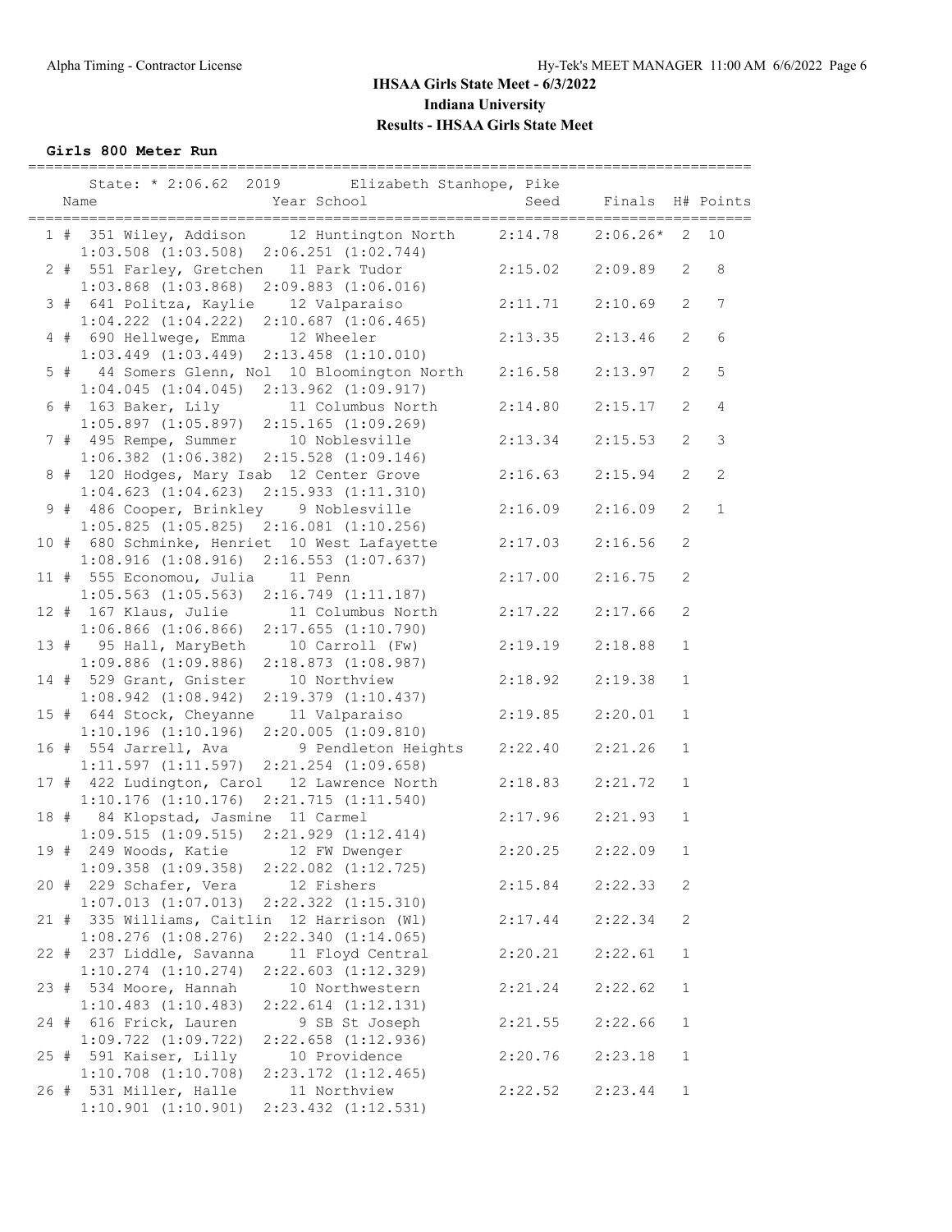# IHSAA Girls State Meet - 6/3/2022
## Indiana University
## Results - IHSAA Girls State Meet

### Girls 800 Meter Run

State: * 2:06.62 2019 Elizabeth Stanhope, Pike

| Place | Name | Year | School | Seed | Finals | H# | Points |
|---|---|---|---|---|---|---|---|
| 1 # | 351 Wiley, Addison | 12 | Huntington North | 2:14.78 | 2:06.26* | 2 | 10 |
| | 1:03.508 (1:03.508) 2:06.251 (1:02.744) | | | | | | |
| 2 # | 551 Farley, Gretchen | 11 | Park Tudor | 2:15.02 | 2:09.89 | 2 | 8 |
| | 1:03.868 (1:03.868) 2:09.883 (1:06.016) | | | | | | |
| 3 # | 641 Politza, Kaylie | 12 | Valparaiso | 2:11.71 | 2:10.69 | 2 | 7 |
| | 1:04.222 (1:04.222) 2:10.687 (1:06.465) | | | | | | |
| 4 # | 690 Hellwege, Emma | 12 | Wheeler | 2:13.35 | 2:13.46 | 2 | 6 |
| | 1:03.449 (1:03.449) 2:13.458 (1:10.010) | | | | | | |
| 5 # | 44 Somers Glenn, Nol | 10 | Bloomington North | 2:16.58 | 2:13.97 | 2 | 5 |
| | 1:04.045 (1:04.045) 2:13.962 (1:09.917) | | | | | | |
| 6 # | 163 Baker, Lily | 11 | Columbus North | 2:14.80 | 2:15.17 | 2 | 4 |
| | 1:05.897 (1:05.897) 2:15.165 (1:09.269) | | | | | | |
| 7 # | 495 Rempe, Summer | 10 | Noblesville | 2:13.34 | 2:15.53 | 2 | 3 |
| | 1:06.382 (1:06.382) 2:15.528 (1:09.146) | | | | | | |
| 8 # | 120 Hodges, Mary Isab | 12 | Center Grove | 2:16.63 | 2:15.94 | 2 | 2 |
| | 1:04.623 (1:04.623) 2:15.933 (1:11.310) | | | | | | |
| 9 # | 486 Cooper, Brinkley | 9 | Noblesville | 2:16.09 | 2:16.09 | 2 | 1 |
| | 1:05.825 (1:05.825) 2:16.081 (1:10.256) | | | | | | |
| 10 # | 680 Schminke, Henriet | 10 | West Lafayette | 2:17.03 | 2:16.56 | 2 | |
| | 1:08.916 (1:08.916) 2:16.553 (1:07.637) | | | | | | |
| 11 # | 555 Economou, Julia | 11 | Penn | 2:17.00 | 2:16.75 | 2 | |
| | 1:05.563 (1:05.563) 2:16.749 (1:11.187) | | | | | | |
| 12 # | 167 Klaus, Julie | 11 | Columbus North | 2:17.22 | 2:17.66 | 2 | |
| | 1:06.866 (1:06.866) 2:17.655 (1:10.790) | | | | | | |
| 13 # | 95 Hall, MaryBeth | 10 | Carroll (Fw) | 2:19.19 | 2:18.88 | 1 | |
| | 1:09.886 (1:09.886) 2:18.873 (1:08.987) | | | | | | |
| 14 # | 529 Grant, Gnister | 10 | Northview | 2:18.92 | 2:19.38 | 1 | |
| | 1:08.942 (1:08.942) 2:19.379 (1:10.437) | | | | | | |
| 15 # | 644 Stock, Cheyanne | 11 | Valparaiso | 2:19.85 | 2:20.01 | 1 | |
| | 1:10.196 (1:10.196) 2:20.005 (1:09.810) | | | | | | |
| 16 # | 554 Jarrell, Ava | 9 | Pendleton Heights | 2:22.40 | 2:21.26 | 1 | |
| | 1:11.597 (1:11.597) 2:21.254 (1:09.658) | | | | | | |
| 17 # | 422 Ludington, Carol | 12 | Lawrence North | 2:18.83 | 2:21.72 | 1 | |
| | 1:10.176 (1:10.176) 2:21.715 (1:11.540) | | | | | | |
| 18 # | 84 Klopstad, Jasmine | 11 | Carmel | 2:17.96 | 2:21.93 | 1 | |
| | 1:09.515 (1:09.515) 2:21.929 (1:12.414) | | | | | | |
| 19 # | 249 Woods, Katie | 12 | FW Dwenger | 2:20.25 | 2:22.09 | 1 | |
| | 1:09.358 (1:09.358) 2:22.082 (1:12.725) | | | | | | |
| 20 # | 229 Schafer, Vera | 12 | Fishers | 2:15.84 | 2:22.33 | 2 | |
| | 1:07.013 (1:07.013) 2:22.322 (1:15.310) | | | | | | |
| 21 # | 335 Williams, Caitlin | 12 | Harrison (Wl) | 2:17.44 | 2:22.34 | 2 | |
| | 1:08.276 (1:08.276) 2:22.340 (1:14.065) | | | | | | |
| 22 # | 237 Liddle, Savanna | 11 | Floyd Central | 2:20.21 | 2:22.61 | 1 | |
| | 1:10.274 (1:10.274) 2:22.603 (1:12.329) | | | | | | |
| 23 # | 534 Moore, Hannah | 10 | Northwestern | 2:21.24 | 2:22.62 | 1 | |
| | 1:10.483 (1:10.483) 2:22.614 (1:12.131) | | | | | | |
| 24 # | 616 Frick, Lauren | 9 | SB St Joseph | 2:21.55 | 2:22.66 | 1 | |
| | 1:09.722 (1:09.722) 2:22.658 (1:12.936) | | | | | | |
| 25 # | 591 Kaiser, Lilly | 10 | Providence | 2:20.76 | 2:23.18 | 1 | |
| | 1:10.708 (1:10.708) 2:23.172 (1:12.465) | | | | | | |
| 26 # | 531 Miller, Halle | 11 | Northview | 2:22.52 | 2:23.44 | 1 | |
| | 1:10.901 (1:10.901) 2:23.432 (1:12.531) | | | | | | |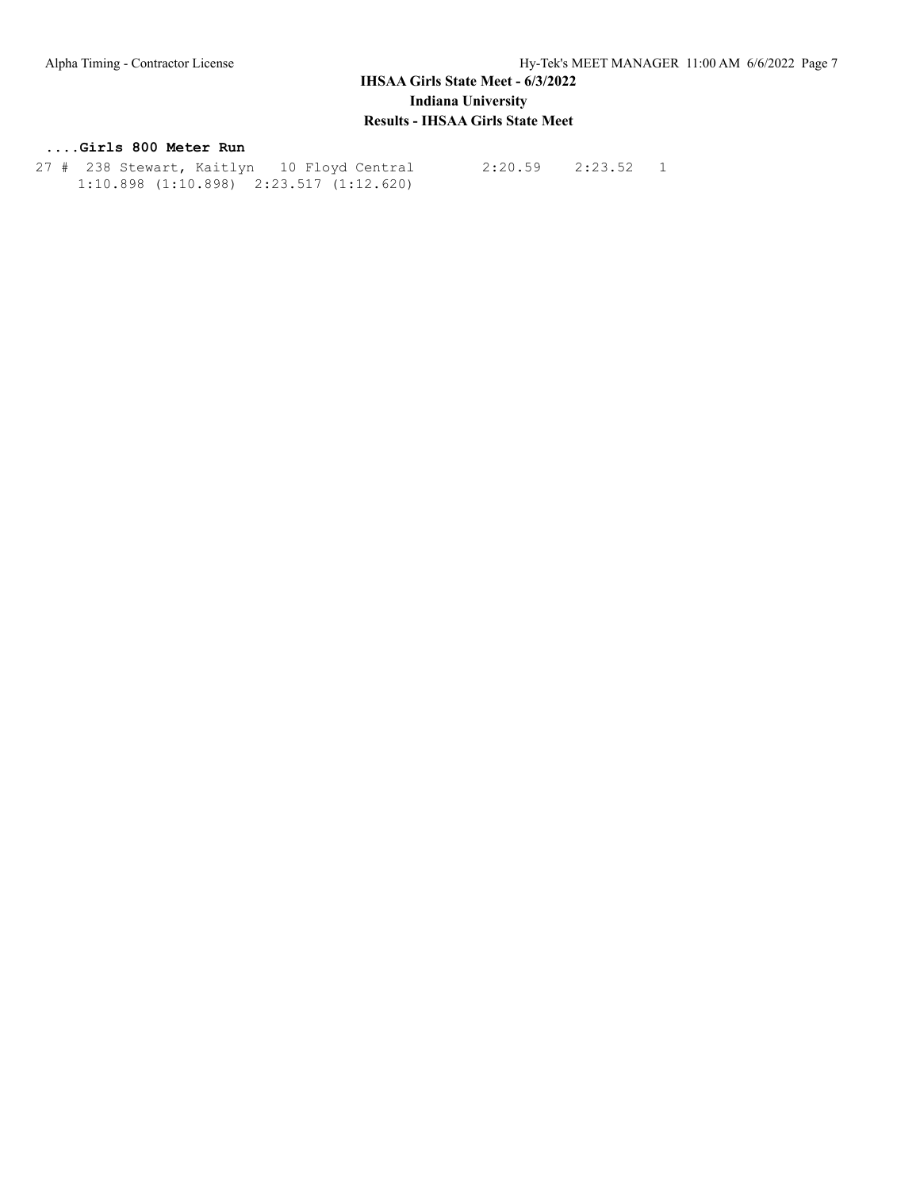IHSAA Girls State Meet - 6/3/2022
Indiana University
Results - IHSAA Girls State Meet

**....Girls 800 Meter Run**

```
27 #  238 Stewart, Kaitlyn   10 Floyd Central         2:20.59    2:23.52   1
     1:10.898 (1:10.898)  2:23.517 (1:12.620)
```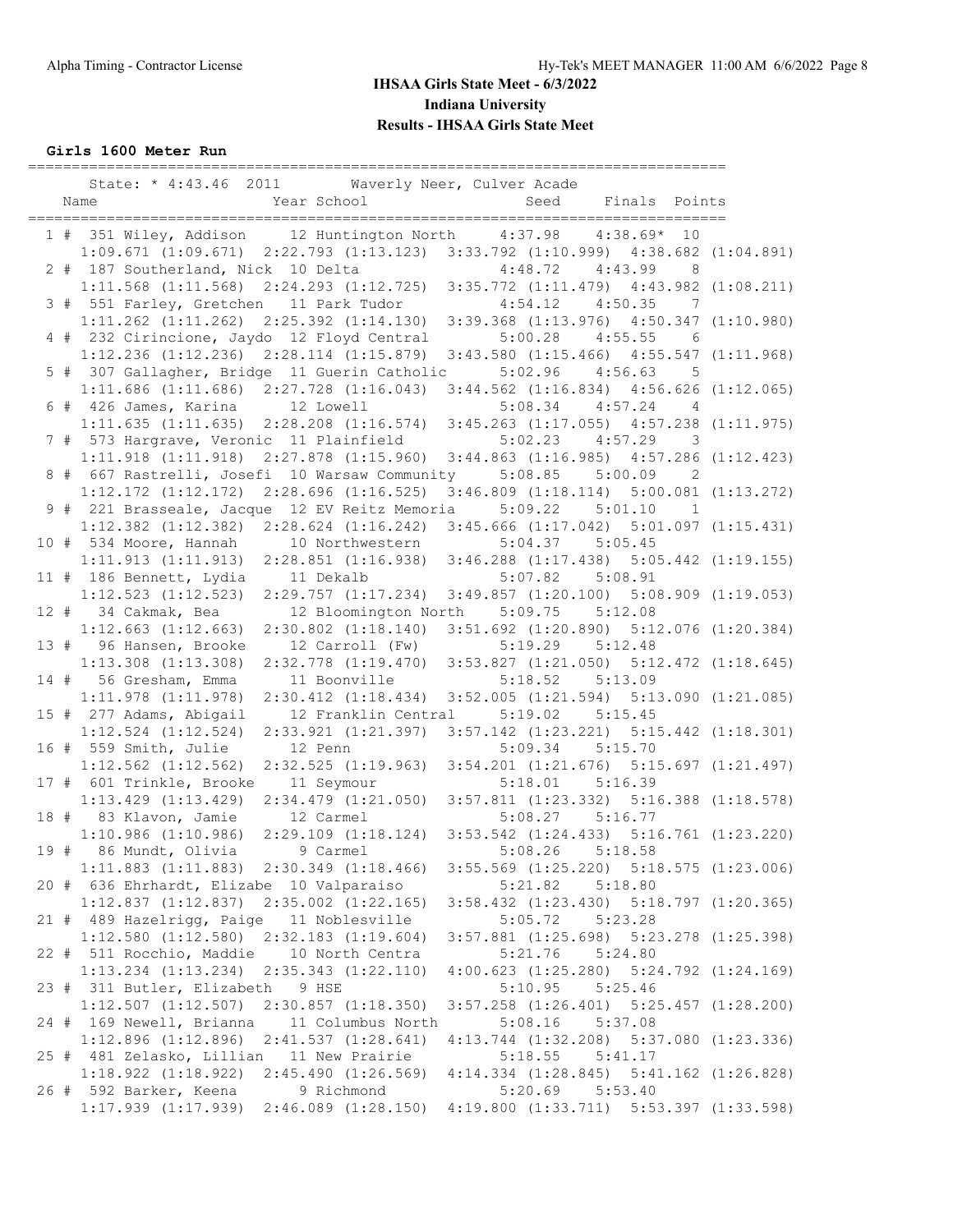# IHSAA Girls State Meet - 6/3/2022

## Indiana University

## Results - IHSAA Girls State Meet

### Girls 1600 Meter Run

State: * 4:43.46 2011 Waverly Neer, Culver Acade

| Place | Name | Year | School | Seed | Finals | Points |
|---|---|---|---|---|---|---|
| 1 # | 351 Wiley, Addison | 12 | Huntington North | 4:37.98 | 4:38.69* | 10 |
| | 1:09.671 (1:09.671) 2:22.793 (1:13.123) 3:33.792 (1:10.999) 4:38.682 (1:04.891) | | | | | |
| 2 # | 187 Southerland, Nick | 10 | Delta | 4:48.72 | 4:43.99 | 8 |
| | 1:11.568 (1:11.568) 2:24.293 (1:12.725) 3:35.772 (1:11.479) 4:43.982 (1:08.211) | | | | | |
| 3 # | 551 Farley, Gretchen | 11 | Park Tudor | 4:54.12 | 4:50.35 | 7 |
| | 1:11.262 (1:11.262) 2:25.392 (1:14.130) 3:39.368 (1:13.976) 4:50.347 (1:10.980) | | | | | |
| 4 # | 232 Cirincione, Jaydo | 12 | Floyd Central | 5:00.28 | 4:55.55 | 6 |
| | 1:12.236 (1:12.236) 2:28.114 (1:15.879) 3:43.580 (1:15.466) 4:55.547 (1:11.968) | | | | | |
| 5 # | 307 Gallagher, Bridge | 11 | Guerin Catholic | 5:02.96 | 4:56.63 | 5 |
| | 1:11.686 (1:11.686) 2:27.728 (1:16.043) 3:44.562 (1:16.834) 4:56.626 (1:12.065) | | | | | |
| 6 # | 426 James, Karina | 12 | Lowell | 5:08.34 | 4:57.24 | 4 |
| | 1:11.635 (1:11.635) 2:28.208 (1:16.574) 3:45.263 (1:17.055) 4:57.238 (1:11.975) | | | | | |
| 7 # | 573 Hargrave, Veronic | 11 | Plainfield | 5:02.23 | 4:57.29 | 3 |
| | 1:11.918 (1:11.918) 2:27.878 (1:15.960) 3:44.863 (1:16.985) 4:57.286 (1:12.423) | | | | | |
| 8 # | 667 Rastrelli, Josefi | 10 | Warsaw Community | 5:08.85 | 5:00.09 | 2 |
| | 1:12.172 (1:12.172) 2:28.696 (1:16.525) 3:46.809 (1:18.114) 5:00.081 (1:13.272) | | | | | |
| 9 # | 221 Brasseale, Jacque | 12 | EV Reitz Memoria | 5:09.22 | 5:01.10 | 1 |
| | 1:12.382 (1:12.382) 2:28.624 (1:16.242) 3:45.666 (1:17.042) 5:01.097 (1:15.431) | | | | | |
| 10 # | 534 Moore, Hannah | 10 | Northwestern | 5:04.37 | 5:05.45 | |
| | 1:11.913 (1:11.913) 2:28.851 (1:16.938) 3:46.288 (1:17.438) 5:05.442 (1:19.155) | | | | | |
| 11 # | 186 Bennett, Lydia | 11 | Dekalb | 5:07.82 | 5:08.91 | |
| | 1:12.523 (1:12.523) 2:29.757 (1:17.234) 3:49.857 (1:20.100) 5:08.909 (1:19.053) | | | | | |
| 12 # | 34 Cakmak, Bea | 12 | Bloomington North | 5:09.75 | 5:12.08 | |
| | 1:12.663 (1:12.663) 2:30.802 (1:18.140) 3:51.692 (1:20.890) 5:12.076 (1:20.384) | | | | | |
| 13 # | 96 Hansen, Brooke | 12 | Carroll (Fw) | 5:19.29 | 5:12.48 | |
| | 1:13.308 (1:13.308) 2:32.778 (1:19.470) 3:53.827 (1:21.050) 5:12.472 (1:18.645) | | | | | |
| 14 # | 56 Gresham, Emma | 11 | Boonville | 5:18.52 | 5:13.09 | |
| | 1:11.978 (1:11.978) 2:30.412 (1:18.434) 3:52.005 (1:21.594) 5:13.090 (1:21.085) | | | | | |
| 15 # | 277 Adams, Abigail | 12 | Franklin Central | 5:19.02 | 5:15.45 | |
| | 1:12.524 (1:12.524) 2:33.921 (1:21.397) 3:57.142 (1:23.221) 5:15.442 (1:18.301) | | | | | |
| 16 # | 559 Smith, Julie | 12 | Penn | 5:09.34 | 5:15.70 | |
| | 1:12.562 (1:12.562) 2:32.525 (1:19.963) 3:54.201 (1:21.676) 5:15.697 (1:21.497) | | | | | |
| 17 # | 601 Trinkle, Brooke | 11 | Seymour | 5:18.01 | 5:16.39 | |
| | 1:13.429 (1:13.429) 2:34.479 (1:21.050) 3:57.811 (1:23.332) 5:16.388 (1:18.578) | | | | | |
| 18 # | 83 Klavon, Jamie | 12 | Carmel | 5:08.27 | 5:16.77 | |
| | 1:10.986 (1:10.986) 2:29.109 (1:18.124) 3:53.542 (1:24.433) 5:16.761 (1:23.220) | | | | | |
| 19 # | 86 Mundt, Olivia | 9 | Carmel | 5:08.26 | 5:18.58 | |
| | 1:11.883 (1:11.883) 2:30.349 (1:18.466) 3:55.569 (1:25.220) 5:18.575 (1:23.006) | | | | | |
| 20 # | 636 Ehrhardt, Elizabe | 10 | Valparaiso | 5:21.82 | 5:18.80 | |
| | 1:12.837 (1:12.837) 2:35.002 (1:22.165) 3:58.432 (1:23.430) 5:18.797 (1:20.365) | | | | | |
| 21 # | 489 Hazelrigg, Paige | 11 | Noblesville | 5:05.72 | 5:23.28 | |
| | 1:12.580 (1:12.580) 2:32.183 (1:19.604) 3:57.881 (1:25.698) 5:23.278 (1:25.398) | | | | | |
| 22 # | 511 Rocchio, Maddie | 10 | North Centra | 5:21.76 | 5:24.80 | |
| | 1:13.234 (1:13.234) 2:35.343 (1:22.110) 4:00.623 (1:25.280) 5:24.792 (1:24.169) | | | | | |
| 23 # | 311 Butler, Elizabeth | 9 | HSE | 5:10.95 | 5:25.46 | |
| | 1:12.507 (1:12.507) 2:30.857 (1:18.350) 3:57.258 (1:26.401) 5:25.457 (1:28.200) | | | | | |
| 24 # | 169 Newell, Brianna | 11 | Columbus North | 5:08.16 | 5:37.08 | |
| | 1:12.896 (1:12.896) 2:41.537 (1:28.641) 4:13.744 (1:32.208) 5:37.080 (1:23.336) | | | | | |
| 25 # | 481 Zelasko, Lillian | 11 | New Prairie | 5:18.55 | 5:41.17 | |
| | 1:18.922 (1:18.922) 2:45.490 (1:26.569) 4:14.334 (1:28.845) 5:41.162 (1:26.828) | | | | | |
| 26 # | 592 Barker, Keena | 9 | Richmond | 5:20.69 | 5:53.40 | |
| | 1:17.939 (1:17.939) 2:46.089 (1:28.150) 4:19.800 (1:33.711) 5:53.397 (1:33.598) | | | | | |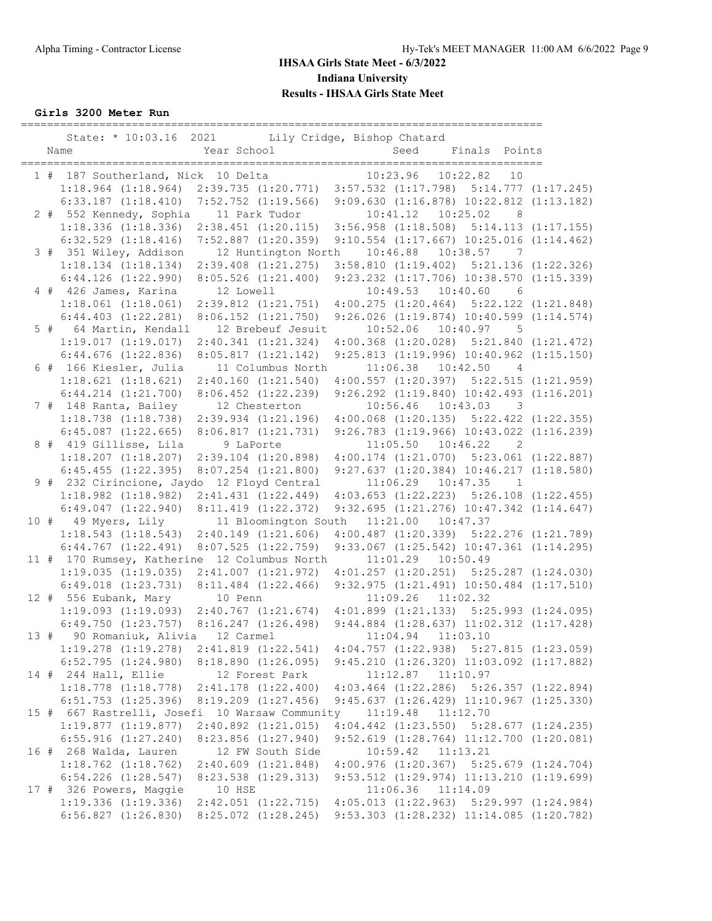# IHSAA Girls State Meet - 6/3/2022

## Indiana University

## Results - IHSAA Girls State Meet

### Girls 3200 Meter Run

State: * 10:03.16 2021 Lily Cridge, Bishop Chatard

| Place | Name | Year | School | Seed | Finals | Points |
|---|---|---|---|---|---|---|
| 1 # | 187 Southerland, Nick | 10 | Delta | 10:23.96 | 10:22.82 | 10 |
| | 1:18.964 (1:18.964) 2:39.735 (1:20.771) 3:57.532 (1:17.798) 5:14.777 (1:17.245) 6:33.187 (1:18.410) 7:52.752 (1:19.566) 9:09.630 (1:16.878) 10:22.812 (1:13.182) | | | | | |
| 2 # | 552 Kennedy, Sophia | 11 | Park Tudor | 10:41.12 | 10:25.02 | 8 |
| | 1:18.336 (1:18.336) 2:38.451 (1:20.115) 3:56.958 (1:18.508) 5:14.113 (1:17.155) 6:32.529 (1:18.416) 7:52.887 (1:20.359) 9:10.554 (1:17.667) 10:25.016 (1:14.462) | | | | | |
| 3 # | 351 Wiley, Addison | 12 | Huntington North | 10:46.88 | 10:38.57 | 7 |
| | 1:18.134 (1:18.134) 2:39.408 (1:21.275) 3:58.810 (1:19.402) 5:21.136 (1:22.326) 6:44.126 (1:22.990) 8:05.526 (1:21.400) 9:23.232 (1:17.706) 10:38.570 (1:15.339) | | | | | |
| 4 # | 426 James, Karina | 12 | Lowell | 10:49.53 | 10:40.60 | 6 |
| | 1:18.061 (1:18.061) 2:39.812 (1:21.751) 4:00.275 (1:20.464) 5:22.122 (1:21.848) 6:44.403 (1:22.281) 8:06.152 (1:21.750) 9:26.026 (1:19.874) 10:40.599 (1:14.574) | | | | | |
| 5 # | 64 Martin, Kendall | 12 | Brebeuf Jesuit | 10:52.06 | 10:40.97 | 5 |
| | 1:19.017 (1:19.017) 2:40.341 (1:21.324) 4:00.368 (1:20.028) 5:21.840 (1:21.472) 6:44.676 (1:22.836) 8:05.817 (1:21.142) 9:25.813 (1:19.996) 10:40.962 (1:15.150) | | | | | |
| 6 # | 166 Kiesler, Julia | 11 | Columbus North | 11:06.38 | 10:42.50 | 4 |
| | 1:18.621 (1:18.621) 2:40.160 (1:21.540) 4:00.557 (1:20.397) 5:22.515 (1:21.959) 6:44.214 (1:21.700) 8:06.452 (1:22.239) 9:26.292 (1:19.840) 10:42.493 (1:16.201) | | | | | |
| 7 # | 148 Ranta, Bailey | 12 | Chesterton | 10:56.46 | 10:43.03 | 3 |
| | 1:18.738 (1:18.738) 2:39.934 (1:21.196) 4:00.068 (1:20.135) 5:22.422 (1:22.355) 6:45.087 (1:22.665) 8:06.817 (1:21.731) 9:26.783 (1:19.966) 10:43.022 (1:16.239) | | | | | |
| 8 # | 419 Gillisse, Lila | 9 | LaPorte | 11:05.50 | 10:46.22 | 2 |
| | 1:18.207 (1:18.207) 2:39.104 (1:20.898) 4:00.174 (1:21.070) 5:23.061 (1:22.887) 6:45.455 (1:22.395) 8:07.254 (1:21.800) 9:27.637 (1:20.384) 10:46.217 (1:18.580) | | | | | |
| 9 # | 232 Cirincione, Jaydo | 12 | Floyd Central | 11:06.29 | 10:47.35 | 1 |
| | 1:18.982 (1:18.982) 2:41.431 (1:22.449) 4:03.653 (1:22.223) 5:26.108 (1:22.455) 6:49.047 (1:22.940) 8:11.419 (1:22.372) 9:32.695 (1:21.276) 10:47.342 (1:14.647) | | | | | |
| 10 # | 49 Myers, Lily | 11 | Bloomington South | 11:21.00 | 10:47.37 | |
| | 1:18.543 (1:18.543) 2:40.149 (1:21.606) 4:00.487 (1:20.339) 5:22.276 (1:21.789) 6:44.767 (1:22.491) 8:07.525 (1:22.759) 9:33.067 (1:25.542) 10:47.361 (1:14.295) | | | | | |
| 11 # | 170 Rumsey, Katherine | 12 | Columbus North | 11:01.29 | 10:50.49 | |
| | 1:19.035 (1:19.035) 2:41.007 (1:21.972) 4:01.257 (1:20.251) 5:25.287 (1:24.030) 6:49.018 (1:23.731) 8:11.484 (1:22.466) 9:32.975 (1:21.491) 10:50.484 (1:17.510) | | | | | |
| 12 # | 556 Eubank, Mary | 10 | Penn | 11:09.26 | 11:02.32 | |
| | 1:19.093 (1:19.093) 2:40.767 (1:21.674) 4:01.899 (1:21.133) 5:25.993 (1:24.095) 6:49.750 (1:23.757) 8:16.247 (1:26.498) 9:44.884 (1:28.637) 11:02.312 (1:17.428) | | | | | |
| 13 # | 90 Romaniuk, Alivia | 12 | Carmel | 11:04.94 | 11:03.10 | |
| | 1:19.278 (1:19.278) 2:41.819 (1:22.541) 4:04.757 (1:22.938) 5:27.815 (1:23.059) 6:52.795 (1:24.980) 8:18.890 (1:26.095) 9:45.210 (1:26.320) 11:03.092 (1:17.882) | | | | | |
| 14 # | 244 Hall, Ellie | 12 | Forest Park | 11:12.87 | 11:10.97 | |
| | 1:18.778 (1:18.778) 2:41.178 (1:22.400) 4:03.464 (1:22.286) 5:26.357 (1:22.894) 6:51.753 (1:25.396) 8:19.209 (1:27.456) 9:45.637 (1:26.429) 11:10.967 (1:25.330) | | | | | |
| 15 # | 667 Rastrelli, Josefi | 10 | Warsaw Community | 11:19.48 | 11:12.70 | |
| | 1:19.877 (1:19.877) 2:40.892 (1:21.015) 4:04.442 (1:23.550) 5:28.677 (1:24.235) 6:55.916 (1:27.240) 8:23.856 (1:27.940) 9:52.619 (1:28.764) 11:12.700 (1:20.081) | | | | | |
| 16 # | 268 Walda, Lauren | 12 | FW South Side | 10:59.42 | 11:13.21 | |
| | 1:18.762 (1:18.762) 2:40.609 (1:21.848) 4:00.976 (1:20.367) 5:25.679 (1:24.704) 6:54.226 (1:28.547) 8:23.538 (1:29.313) 9:53.512 (1:29.974) 11:13.210 (1:19.699) | | | | | |
| 17 # | 326 Powers, Maggie | 10 | HSE | 11:06.36 | 11:14.09 | |
| | 1:19.336 (1:19.336) 2:42.051 (1:22.715) 4:05.013 (1:22.963) 5:29.997 (1:24.984) 6:56.827 (1:26.830) 8:25.072 (1:28.245) 9:53.303 (1:28.232) 11:14.085 (1:20.782) | | | | | |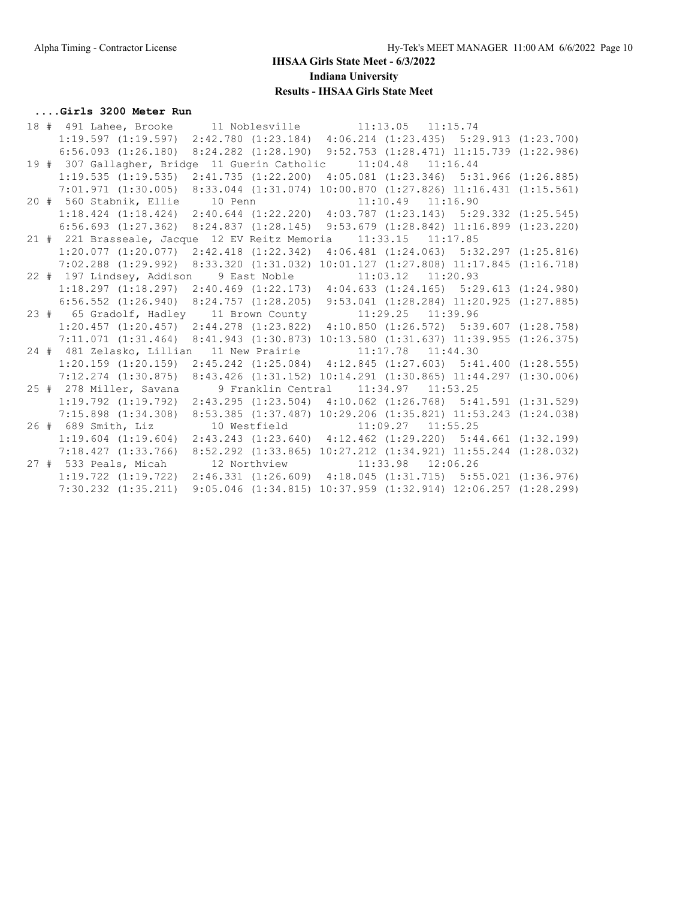# IHSAA Girls State Meet - 6/3/2022

## Indiana University

### Results - IHSAA Girls State Meet

**....Girls 3200 Meter Run**

```
18 #  491 Lahee, Brooke       11 Noblesville         11:13.05   11:15.74  
      1:19.597 (1:19.597)  2:42.780 (1:23.184)  4:06.214 (1:23.435)  5:29.913 (1:23.700)
      6:56.093 (1:26.180)  8:24.282 (1:28.190)  9:52.753 (1:28.471) 11:15.739 (1:22.986)
19 #  307 Gallagher, Bridge  11 Guerin Catholic     11:04.48   11:16.44  
      1:19.535 (1:19.535)  2:41.735 (1:22.200)  4:05.081 (1:23.346)  5:31.966 (1:26.885)
      7:01.971 (1:30.005)  8:33.044 (1:31.074) 10:00.870 (1:27.826) 11:16.431 (1:15.561)
20 #  560 Stabnik, Ellie     10 Penn                11:10.49   11:16.90  
      1:18.424 (1:18.424)  2:40.644 (1:22.220)  4:03.787 (1:23.143)  5:29.332 (1:25.545)
      6:56.693 (1:27.362)  8:24.837 (1:28.145)  9:53.679 (1:28.842) 11:16.899 (1:23.220)
21 #  221 Brasseale, Jacque  12 EV Reitz Memoria    11:33.15   11:17.85  
      1:20.077 (1:20.077)  2:42.418 (1:22.342)  4:06.481 (1:24.063)  5:32.297 (1:25.816)
      7:02.288 (1:29.992)  8:33.320 (1:31.032) 10:01.127 (1:27.808) 11:17.845 (1:16.718)
22 #  197 Lindsey, Addison    9 East Noble          11:03.12   11:20.93  
      1:18.297 (1:18.297)  2:40.469 (1:22.173)  4:04.633 (1:24.165)  5:29.613 (1:24.980)
      6:56.552 (1:26.940)  8:24.757 (1:28.205)  9:53.041 (1:28.284) 11:20.925 (1:27.885)
23 #   65 Gradolf, Hadley    11 Brown County        11:29.25   11:39.96  
      1:20.457 (1:20.457)  2:44.278 (1:23.822)  4:10.850 (1:26.572)  5:39.607 (1:28.758)
      7:11.071 (1:31.464)  8:41.943 (1:30.873) 10:13.580 (1:31.637) 11:39.955 (1:26.375)
24 #  481 Zelasko, Lillian   11 New Prairie         11:17.78   11:44.30  
      1:20.159 (1:20.159)  2:45.242 (1:25.084)  4:12.845 (1:27.603)  5:41.400 (1:28.555)
      7:12.274 (1:30.875)  8:43.426 (1:31.152) 10:14.291 (1:30.865) 11:44.297 (1:30.006)
25 #  278 Miller, Savana      9 Franklin Central    11:34.97   11:53.25  
      1:19.792 (1:19.792)  2:43.295 (1:23.504)  4:10.062 (1:26.768)  5:41.591 (1:31.529)
      7:15.898 (1:34.308)  8:53.385 (1:37.487) 10:29.206 (1:35.821) 11:53.243 (1:24.038)
26 #  689 Smith, Liz         10 Westfield           11:09.27   11:55.25  
      1:19.604 (1:19.604)  2:43.243 (1:23.640)  4:12.462 (1:29.220)  5:44.661 (1:32.199)
      7:18.427 (1:33.766)  8:52.292 (1:33.865) 10:27.212 (1:34.921) 11:55.244 (1:28.032)
27 #  533 Peals, Micah       12 Northview           11:33.98   12:06.26  
      1:19.722 (1:19.722)  2:46.331 (1:26.609)  4:18.045 (1:31.715)  5:55.021 (1:36.976)
      7:30.232 (1:35.211)  9:05.046 (1:34.815) 10:37.959 (1:32.914) 12:06.257 (1:28.299)
```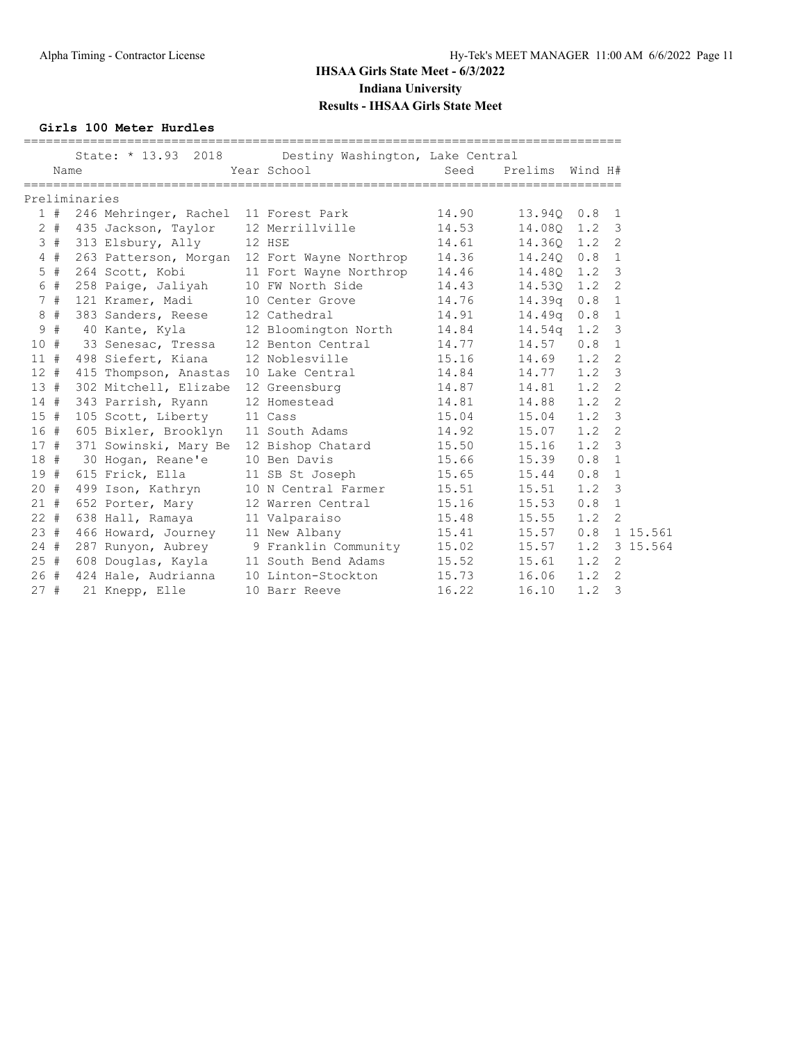# IHSAA Girls State Meet - 6/3/2022

## Indiana University

## Results - IHSAA Girls State Meet

### Girls 100 Meter Hurdles

State: * 13.93 2018 Destiny Washington, Lake Central

**Preliminaries**

| Place | Name | Year | School | Seed | Prelims | Wind | H# | |
|---|---|---|---|---|---|---|---|---|
| 1 # | 246 Mehringer, Rachel | 11 | Forest Park | 14.90 | 13.94Q | 0.8 | 1 | |
| 2 # | 435 Jackson, Taylor | 12 | Merrillville | 14.53 | 14.08Q | 1.2 | 3 | |
| 3 # | 313 Elsbury, Ally | 12 | HSE | 14.61 | 14.36Q | 1.2 | 2 | |
| 4 # | 263 Patterson, Morgan | 12 | Fort Wayne Northrop | 14.36 | 14.24Q | 0.8 | 1 | |
| 5 # | 264 Scott, Kobi | 11 | Fort Wayne Northrop | 14.46 | 14.48Q | 1.2 | 3 | |
| 6 # | 258 Paige, Jaliyah | 10 | FW North Side | 14.43 | 14.53Q | 1.2 | 2 | |
| 7 # | 121 Kramer, Madi | 10 | Center Grove | 14.76 | 14.39q | 0.8 | 1 | |
| 8 # | 383 Sanders, Reese | 12 | Cathedral | 14.91 | 14.49q | 0.8 | 1 | |
| 9 # | 40 Kante, Kyla | 12 | Bloomington North | 14.84 | 14.54q | 1.2 | 3 | |
| 10 # | 33 Senesac, Tressa | 12 | Benton Central | 14.77 | 14.57 | 0.8 | 1 | |
| 11 # | 498 Siefert, Kiana | 12 | Noblesville | 15.16 | 14.69 | 1.2 | 2 | |
| 12 # | 415 Thompson, Anastas | 10 | Lake Central | 14.84 | 14.77 | 1.2 | 3 | |
| 13 # | 302 Mitchell, Elizabe | 12 | Greensburg | 14.87 | 14.81 | 1.2 | 2 | |
| 14 # | 343 Parrish, Ryann | 12 | Homestead | 14.81 | 14.88 | 1.2 | 2 | |
| 15 # | 105 Scott, Liberty | 11 | Cass | 15.04 | 15.04 | 1.2 | 3 | |
| 16 # | 605 Bixler, Brooklyn | 11 | South Adams | 14.92 | 15.07 | 1.2 | 2 | |
| 17 # | 371 Sowinski, Mary Be | 12 | Bishop Chatard | 15.50 | 15.16 | 1.2 | 3 | |
| 18 # | 30 Hogan, Reane'e | 10 | Ben Davis | 15.66 | 15.39 | 0.8 | 1 | |
| 19 # | 615 Frick, Ella | 11 | SB St Joseph | 15.65 | 15.44 | 0.8 | 1 | |
| 20 # | 499 Ison, Kathryn | 10 | N Central Farmer | 15.51 | 15.51 | 1.2 | 3 | |
| 21 # | 652 Porter, Mary | 12 | Warren Central | 15.16 | 15.53 | 0.8 | 1 | |
| 22 # | 638 Hall, Ramaya | 11 | Valparaiso | 15.48 | 15.55 | 1.2 | 2 | |
| 23 # | 466 Howard, Journey | 11 | New Albany | 15.41 | 15.57 | 0.8 | 1 | 15.561 |
| 24 # | 287 Runyon, Aubrey | 9 | Franklin Community | 15.02 | 15.57 | 1.2 | 3 | 15.564 |
| 25 # | 608 Douglas, Kayla | 11 | South Bend Adams | 15.52 | 15.61 | 1.2 | 2 | |
| 26 # | 424 Hale, Audrianna | 10 | Linton-Stockton | 15.73 | 16.06 | 1.2 | 2 | |
| 27 # | 21 Knepp, Elle | 10 | Barr Reeve | 16.22 | 16.10 | 1.2 | 3 | |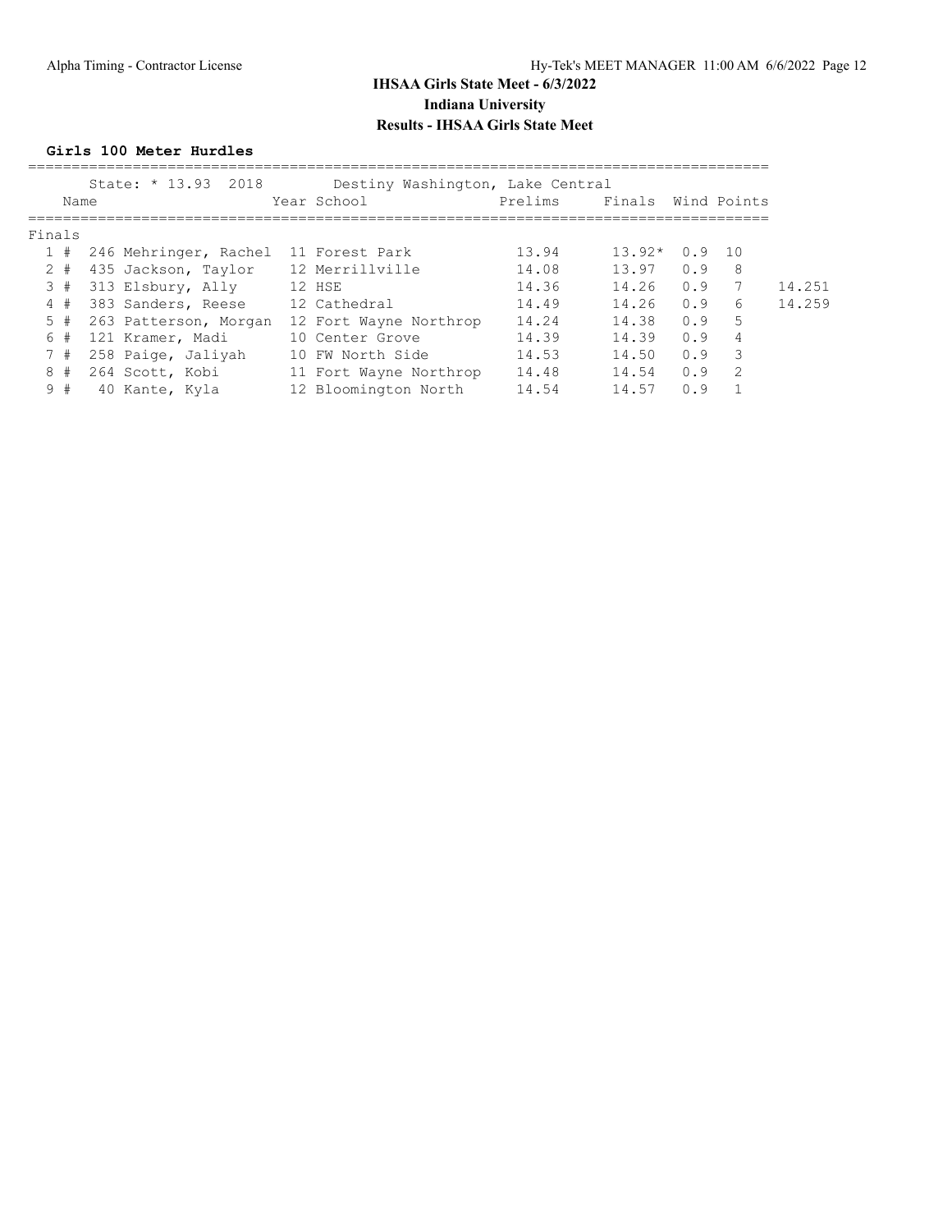## IHSAA Girls State Meet - 6/3/2022

### Indiana University

### Results - IHSAA Girls State Meet

**Girls 100 Meter Hurdles**

State: * 13.93 2018 Destiny Washington, Lake Central

| Place | Name | Year | School | Prelims | Finals | Wind | Points | |
|---|---|---|---|---|---|---|---|---|
| **Finals** | | | | | | | | |
| 1 # | 246 Mehringer, Rachel | 11 | Forest Park | 13.94 | 13.92* | 0.9 | 10 | |
| 2 # | 435 Jackson, Taylor | 12 | Merrillville | 14.08 | 13.97 | 0.9 | 8 | |
| 3 # | 313 Elsbury, Ally | 12 | HSE | 14.36 | 14.26 | 0.9 | 7 | 14.251 |
| 4 # | 383 Sanders, Reese | 12 | Cathedral | 14.49 | 14.26 | 0.9 | 6 | 14.259 |
| 5 # | 263 Patterson, Morgan | 12 | Fort Wayne Northrop | 14.24 | 14.38 | 0.9 | 5 | |
| 6 # | 121 Kramer, Madi | 10 | Center Grove | 14.39 | 14.39 | 0.9 | 4 | |
| 7 # | 258 Paige, Jaliyah | 10 | FW North Side | 14.53 | 14.50 | 0.9 | 3 | |
| 8 # | 264 Scott, Kobi | 11 | Fort Wayne Northrop | 14.48 | 14.54 | 0.9 | 2 | |
| 9 # | 40 Kante, Kyla | 12 | Bloomington North | 14.54 | 14.57 | 0.9 | 1 | |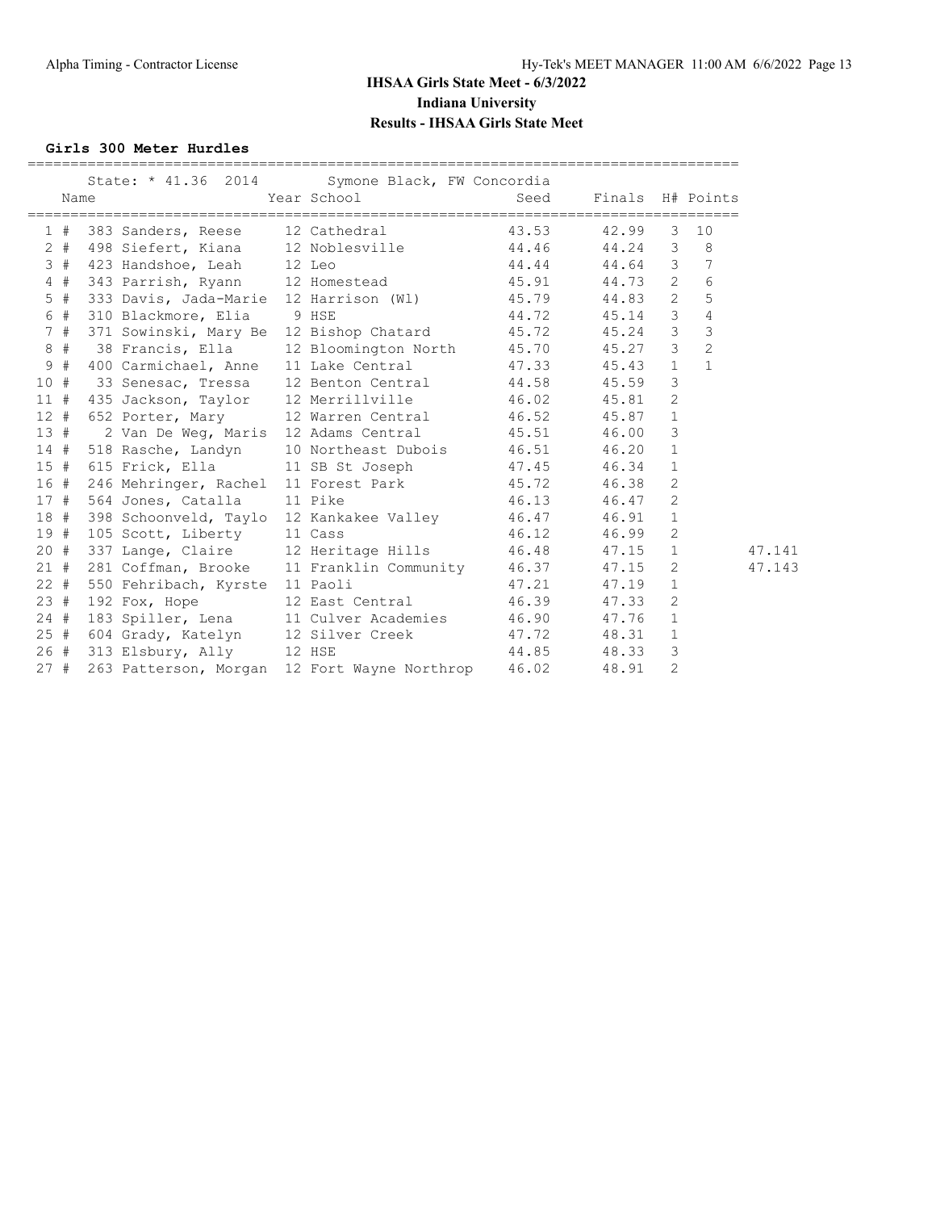# IHSAA Girls State Meet - 6/3/2022

## Indiana University

## Results - IHSAA Girls State Meet

### Girls 300 Meter Hurdles

State: * 41.36 2014 Symone Black, FW Concordia

| Place | Name | Year | School | Seed | Finals | H# | Points | |
|---|---|---|---|---|---|---|---|---|
| 1 # | 383 Sanders, Reese | 12 | Cathedral | 43.53 | 42.99 | 3 | 10 | |
| 2 # | 498 Siefert, Kiana | 12 | Noblesville | 44.46 | 44.24 | 3 | 8 | |
| 3 # | 423 Handshoe, Leah | 12 | Leo | 44.44 | 44.64 | 3 | 7 | |
| 4 # | 343 Parrish, Ryann | 12 | Homestead | 45.91 | 44.73 | 2 | 6 | |
| 5 # | 333 Davis, Jada-Marie | 12 | Harrison (Wl) | 45.79 | 44.83 | 2 | 5 | |
| 6 # | 310 Blackmore, Elia | 9 | HSE | 44.72 | 45.14 | 3 | 4 | |
| 7 # | 371 Sowinski, Mary Be | 12 | Bishop Chatard | 45.72 | 45.24 | 3 | 3 | |
| 8 # | 38 Francis, Ella | 12 | Bloomington North | 45.70 | 45.27 | 3 | 2 | |
| 9 # | 400 Carmichael, Anne | 11 | Lake Central | 47.33 | 45.43 | 1 | 1 | |
| 10 # | 33 Senesac, Tressa | 12 | Benton Central | 44.58 | 45.59 | 3 | | |
| 11 # | 435 Jackson, Taylor | 12 | Merrillville | 46.02 | 45.81 | 2 | | |
| 12 # | 652 Porter, Mary | 12 | Warren Central | 46.52 | 45.87 | 1 | | |
| 13 # | 2 Van De Weg, Maris | 12 | Adams Central | 45.51 | 46.00 | 3 | | |
| 14 # | 518 Rasche, Landyn | 10 | Northeast Dubois | 46.51 | 46.20 | 1 | | |
| 15 # | 615 Frick, Ella | 11 | SB St Joseph | 47.45 | 46.34 | 1 | | |
| 16 # | 246 Mehringer, Rachel | 11 | Forest Park | 45.72 | 46.38 | 2 | | |
| 17 # | 564 Jones, Catalla | 11 | Pike | 46.13 | 46.47 | 2 | | |
| 18 # | 398 Schoonveld, Taylo | 12 | Kankakee Valley | 46.47 | 46.91 | 1 | | |
| 19 # | 105 Scott, Liberty | 11 | Cass | 46.12 | 46.99 | 2 | | |
| 20 # | 337 Lange, Claire | 12 | Heritage Hills | 46.48 | 47.15 | 1 | | 47.141 |
| 21 # | 281 Coffman, Brooke | 11 | Franklin Community | 46.37 | 47.15 | 2 | | 47.143 |
| 22 # | 550 Fehribach, Kyrste | 11 | Paoli | 47.21 | 47.19 | 1 | | |
| 23 # | 192 Fox, Hope | 12 | East Central | 46.39 | 47.33 | 2 | | |
| 24 # | 183 Spiller, Lena | 11 | Culver Academies | 46.90 | 47.76 | 1 | | |
| 25 # | 604 Grady, Katelyn | 12 | Silver Creek | 47.72 | 48.31 | 1 | | |
| 26 # | 313 Elsbury, Ally | 12 | HSE | 44.85 | 48.33 | 3 | | |
| 27 # | 263 Patterson, Morgan | 12 | Fort Wayne Northrop | 46.02 | 48.91 | 2 | | |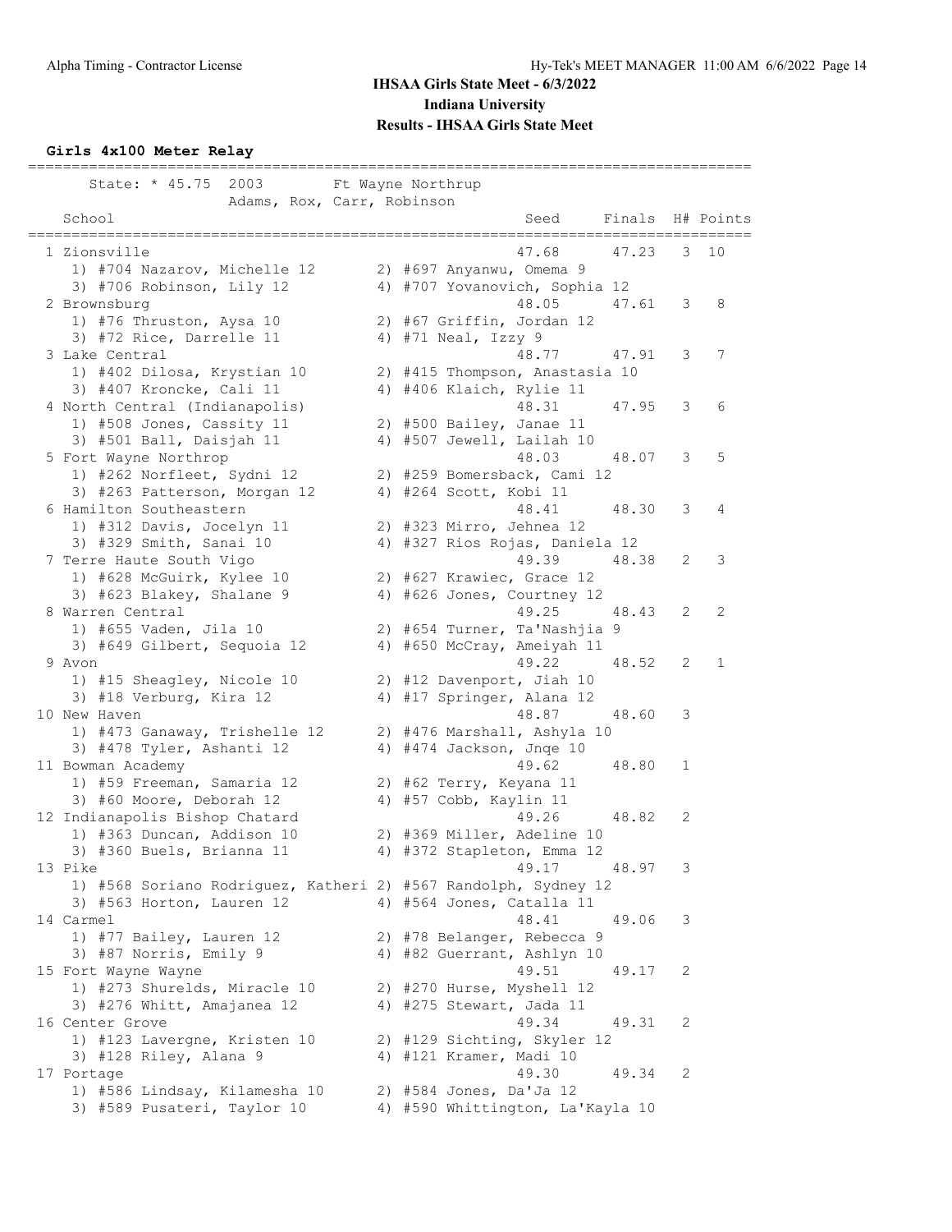# IHSAA Girls State Meet - 6/3/2022

## Indiana University

## Results - IHSAA Girls State Meet

### Girls 4x100 Meter Relay

State: * 45.75 2003 Ft Wayne Northrup — Adams, Rox, Carr, Robinson

| Place | School | Seed | Finals | H# | Points |
|---|---|---|---|---|---|
| 1 | Zionsville | 47.68 | 47.23 | 3 | 10 |
| | 1) #704 Nazarov, Michelle 12; 2) #697 Anyanwu, Omema 9; 3) #706 Robinson, Lily 12; 4) #707 Yovanovich, Sophia 12 | | | | |
| 2 | Brownsburg | 48.05 | 47.61 | 3 | 8 |
| | 1) #76 Thruston, Aysa 10; 2) #67 Griffin, Jordan 12; 3) #72 Rice, Darrelle 11; 4) #71 Neal, Izzy 9 | | | | |
| 3 | Lake Central | 48.77 | 47.91 | 3 | 7 |
| | 1) #402 Dilosa, Krystian 10; 2) #415 Thompson, Anastasia 10; 3) #407 Kroncke, Cali 11; 4) #406 Klaich, Rylie 11 | | | | |
| 4 | North Central (Indianapolis) | 48.31 | 47.95 | 3 | 6 |
| | 1) #508 Jones, Cassity 11; 2) #500 Bailey, Janae 11; 3) #501 Ball, Daisjah 11; 4) #507 Jewell, Lailah 10 | | | | |
| 5 | Fort Wayne Northrop | 48.03 | 48.07 | 3 | 5 |
| | 1) #262 Norfleet, Sydni 12; 2) #259 Bomersback, Cami 12; 3) #263 Patterson, Morgan 12; 4) #264 Scott, Kobi 11 | | | | |
| 6 | Hamilton Southeastern | 48.41 | 48.30 | 3 | 4 |
| | 1) #312 Davis, Jocelyn 11; 2) #323 Mirro, Jehnea 12; 3) #329 Smith, Sanai 10; 4) #327 Rios Rojas, Daniela 12 | | | | |
| 7 | Terre Haute South Vigo | 49.39 | 48.38 | 2 | 3 |
| | 1) #628 McGuirk, Kylee 10; 2) #627 Krawiec, Grace 12; 3) #623 Blakey, Shalane 9; 4) #626 Jones, Courtney 12 | | | | |
| 8 | Warren Central | 49.25 | 48.43 | 2 | 2 |
| | 1) #655 Vaden, Jila 10; 2) #654 Turner, Ta'Nashjia 9; 3) #649 Gilbert, Sequoia 12; 4) #650 McCray, Ameiyah 11 | | | | |
| 9 | Avon | 49.22 | 48.52 | 2 | 1 |
| | 1) #15 Sheagley, Nicole 10; 2) #12 Davenport, Jiah 10; 3) #18 Verburg, Kira 12; 4) #17 Springer, Alana 12 | | | | |
| 10 | New Haven | 48.87 | 48.60 | 3 | |
| | 1) #473 Ganaway, Trishelle 12; 2) #476 Marshall, Ashyla 10; 3) #478 Tyler, Ashanti 12; 4) #474 Jackson, Jnqe 10 | | | | |
| 11 | Bowman Academy | 49.62 | 48.80 | 1 | |
| | 1) #59 Freeman, Samaria 12; 2) #62 Terry, Keyana 11; 3) #60 Moore, Deborah 12; 4) #57 Cobb, Kaylin 11 | | | | |
| 12 | Indianapolis Bishop Chatard | 49.26 | 48.82 | 2 | |
| | 1) #363 Duncan, Addison 10; 2) #369 Miller, Adeline 10; 3) #360 Buels, Brianna 11; 4) #372 Stapleton, Emma 12 | | | | |
| 13 | Pike | 49.17 | 48.97 | 3 | |
| | 1) #568 Soriano Rodriguez, Katheri; 2) #567 Randolph, Sydney 12; 3) #563 Horton, Lauren 12; 4) #564 Jones, Catalla 11 | | | | |
| 14 | Carmel | 48.41 | 49.06 | 3 | |
| | 1) #77 Bailey, Lauren 12; 2) #78 Belanger, Rebecca 9; 3) #87 Norris, Emily 9; 4) #82 Guerrant, Ashlyn 10 | | | | |
| 15 | Fort Wayne Wayne | 49.51 | 49.17 | 2 | |
| | 1) #273 Shurelds, Miracle 10; 2) #270 Hurse, Myshell 12; 3) #276 Whitt, Amajanea 12; 4) #275 Stewart, Jada 11 | | | | |
| 16 | Center Grove | 49.34 | 49.31 | 2 | |
| | 1) #123 Lavergne, Kristen 10; 2) #129 Sichting, Skyler 12; 3) #128 Riley, Alana 9; 4) #121 Kramer, Madi 10 | | | | |
| 17 | Portage | 49.30 | 49.34 | 2 | |
| | 1) #586 Lindsay, Kilamesha 10; 2) #584 Jones, Da'Ja 12; 3) #589 Pusateri, Taylor 10; 4) #590 Whittington, La'Kayla 10 | | | | |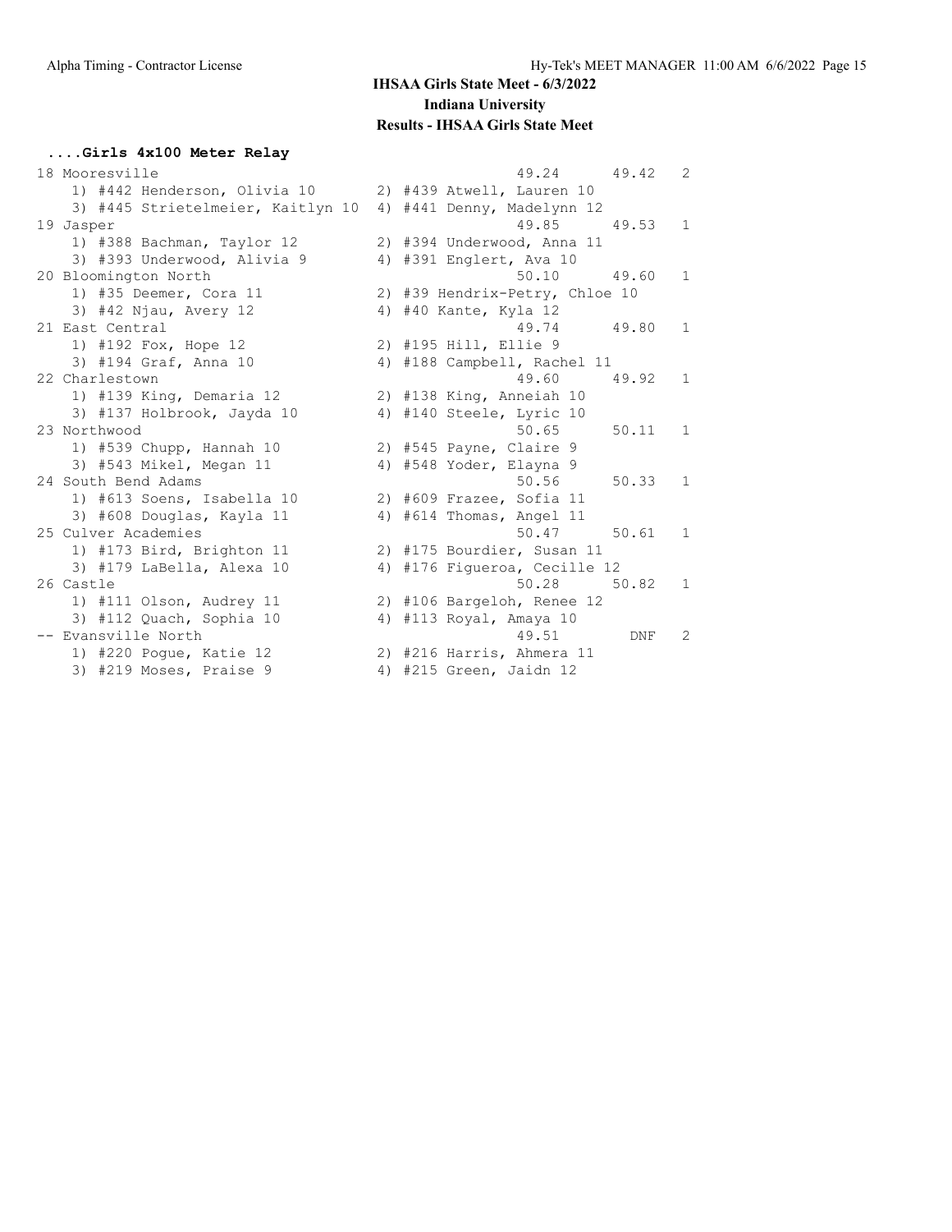# IHSAA Girls State Meet - 6/3/2022

## Indiana University

### Results - IHSAA Girls State Meet

**....Girls 4x100 Meter Relay**

```
18 Mooresville                                           49.24      49.42   2 
    1) #442 Henderson, Olivia 10      2) #439 Atwell, Lauren 10
    3) #445 Strietelmeier, Kaitlyn 10  4) #441 Denny, Madelynn 12
19 Jasper                                                49.85      49.53   1 
    1) #388 Bachman, Taylor 12        2) #394 Underwood, Anna 11
    3) #393 Underwood, Alivia 9       4) #391 Englert, Ava 10
20 Bloomington North                                     50.10      49.60   1 
    1) #35 Deemer, Cora 11            2) #39 Hendrix-Petry, Chloe 10
    3) #42 Njau, Avery 12             4) #40 Kante, Kyla 12
21 East Central                                          49.74      49.80   1 
    1) #192 Fox, Hope 12              2) #195 Hill, Ellie 9
    3) #194 Graf, Anna 10             4) #188 Campbell, Rachel 11
22 Charlestown                                           49.60      49.92   1 
    1) #139 King, Demaria 12          2) #138 King, Anneiah 10
    3) #137 Holbrook, Jayda 10        4) #140 Steele, Lyric 10
23 Northwood                                             50.65      50.11   1 
    1) #539 Chupp, Hannah 10          2) #545 Payne, Claire 9
    3) #543 Mikel, Megan 11           4) #548 Yoder, Elayna 9
24 South Bend Adams                                      50.56      50.33   1 
    1) #613 Soens, Isabella 10        2) #609 Frazee, Sofia 11
    3) #608 Douglas, Kayla 11         4) #614 Thomas, Angel 11
25 Culver Academies                                      50.47      50.61   1 
    1) #173 Bird, Brighton 11         2) #175 Bourdier, Susan 11
    3) #179 LaBella, Alexa 10         4) #176 Figueroa, Cecille 12
26 Castle                                                50.28      50.82   1 
    1) #111 Olson, Audrey 11          2) #106 Bargeloh, Renee 12
    3) #112 Quach, Sophia 10          4) #113 Royal, Amaya 10
-- Evansville North                                      49.51        DNF   2 
    1) #220 Pogue, Katie 12           2) #216 Harris, Ahmera 11
    3) #219 Moses, Praise 9           4) #215 Green, Jaidn 12
```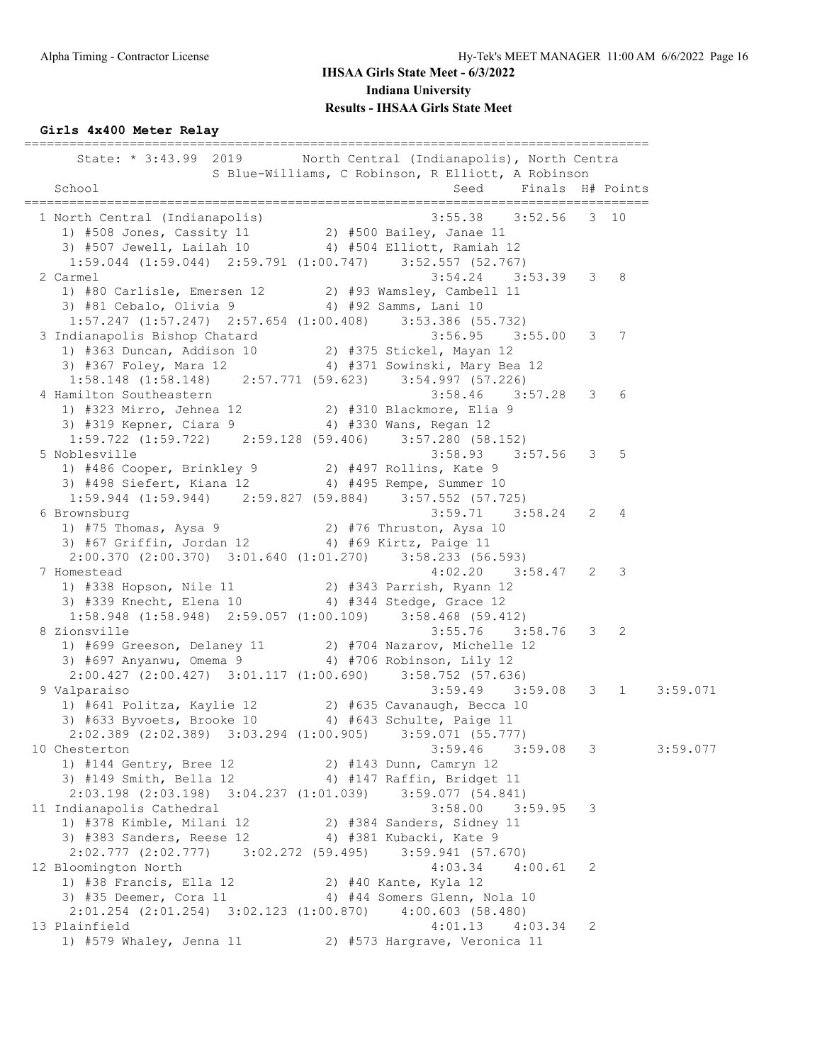## IHSAA Girls State Meet - 6/3/2022
## Indiana University
## Results - IHSAA Girls State Meet

### Girls 4x400 Meter Relay

```
===================================================================================
      State: * 3:43.99  2019        North Central (Indianapolis), North Centra
                  S Blue-Williams, C Robinson, R Elliott, A Robinson
   School                                          Seed     Finals  H# Points
===================================================================================
  1 North Central (Indianapolis)                 3:55.38    3:52.56   3  10
     1) #508 Jones, Cassity 11          2) #500 Bailey, Janae 11
     3) #507 Jewell, Lailah 10          4) #504 Elliott, Ramiah 12
      1:59.044 (1:59.044)  2:59.791 (1:00.747)    3:52.557 (52.767)
  2 Carmel                                       3:54.24    3:53.39   3   8
     1) #80 Carlisle, Emersen 12        2) #93 Wamsley, Cambell 11
     3) #81 Cebalo, Olivia 9            4) #92 Samms, Lani 10
      1:57.247 (1:57.247)  2:57.654 (1:00.408)    3:53.386 (55.732)
  3 Indianapolis Bishop Chatard                  3:56.95    3:55.00   3   7
     1) #363 Duncan, Addison 10         2) #375 Stickel, Mayan 12
     3) #367 Foley, Mara 12             4) #371 Sowinski, Mary Bea 12
      1:58.148 (1:58.148)    2:57.771 (59.623)    3:54.997 (57.226)
  4 Hamilton Southeastern                        3:58.46    3:57.28   3   6
     1) #323 Mirro, Jehnea 12           2) #310 Blackmore, Elia 9
     3) #319 Kepner, Ciara 9            4) #330 Wans, Regan 12
      1:59.722 (1:59.722)    2:59.128 (59.406)    3:57.280 (58.152)
  5 Noblesville                                  3:58.93    3:57.56   3   5
     1) #486 Cooper, Brinkley 9         2) #497 Rollins, Kate 9
     3) #498 Siefert, Kiana 12          4) #495 Rempe, Summer 10
      1:59.944 (1:59.944)    2:59.827 (59.884)    3:57.552 (57.725)
  6 Brownsburg                                   3:59.71    3:58.24   2   4
     1) #75 Thomas, Aysa 9              2) #76 Thruston, Aysa 10
     3) #67 Griffin, Jordan 12          4) #69 Kirtz, Paige 11
      2:00.370 (2:00.370)  3:01.640 (1:01.270)    3:58.233 (56.593)
  7 Homestead                                    4:02.20    3:58.47   2   3
     1) #338 Hopson, Nile 11            2) #343 Parrish, Ryann 12
     3) #339 Knecht, Elena 10           4) #344 Stedge, Grace 12
      1:58.948 (1:58.948)  2:59.057 (1:00.109)    3:58.468 (59.412)
  8 Zionsville                                   3:55.76    3:58.76   3   2
     1) #699 Greeson, Delaney 11        2) #704 Nazarov, Michelle 12
     3) #697 Anyanwu, Omema 9           4) #706 Robinson, Lily 12
      2:00.427 (2:00.427)  3:01.117 (1:00.690)    3:58.752 (57.636)
  9 Valparaiso                                   3:59.49    3:59.08   3   1    3:59.071
     1) #641 Politza, Kaylie 12         2) #635 Cavanaugh, Becca 10
     3) #633 Byvoets, Brooke 10         4) #643 Schulte, Paige 11
      2:02.389 (2:02.389)  3:03.294 (1:00.905)    3:59.071 (55.777)
 10 Chesterton                                   3:59.46    3:59.08   3        3:59.077
     1) #144 Gentry, Bree 12            2) #143 Dunn, Camryn 12
     3) #149 Smith, Bella 12            4) #147 Raffin, Bridget 11
      2:03.198 (2:03.198)  3:04.237 (1:01.039)    3:59.077 (54.841)
 11 Indianapolis Cathedral                       3:58.00    3:59.95   3
     1) #378 Kimble, Milani 12          2) #384 Sanders, Sidney 11
     3) #383 Sanders, Reese 12          4) #381 Kubacki, Kate 9
      2:02.777 (2:02.777)    3:02.272 (59.495)    3:59.941 (57.670)
 12 Bloomington North                            4:03.34    4:00.61   2
     1) #38 Francis, Ella 12            2) #40 Kante, Kyla 12
     3) #35 Deemer, Cora 11             4) #44 Somers Glenn, Nola 10
      2:01.254 (2:01.254)  3:02.123 (1:00.870)    4:00.603 (58.480)
 13 Plainfield                                   4:01.13    4:03.34   2
     1) #579 Whaley, Jenna 11           2) #573 Hargrave, Veronica 11
```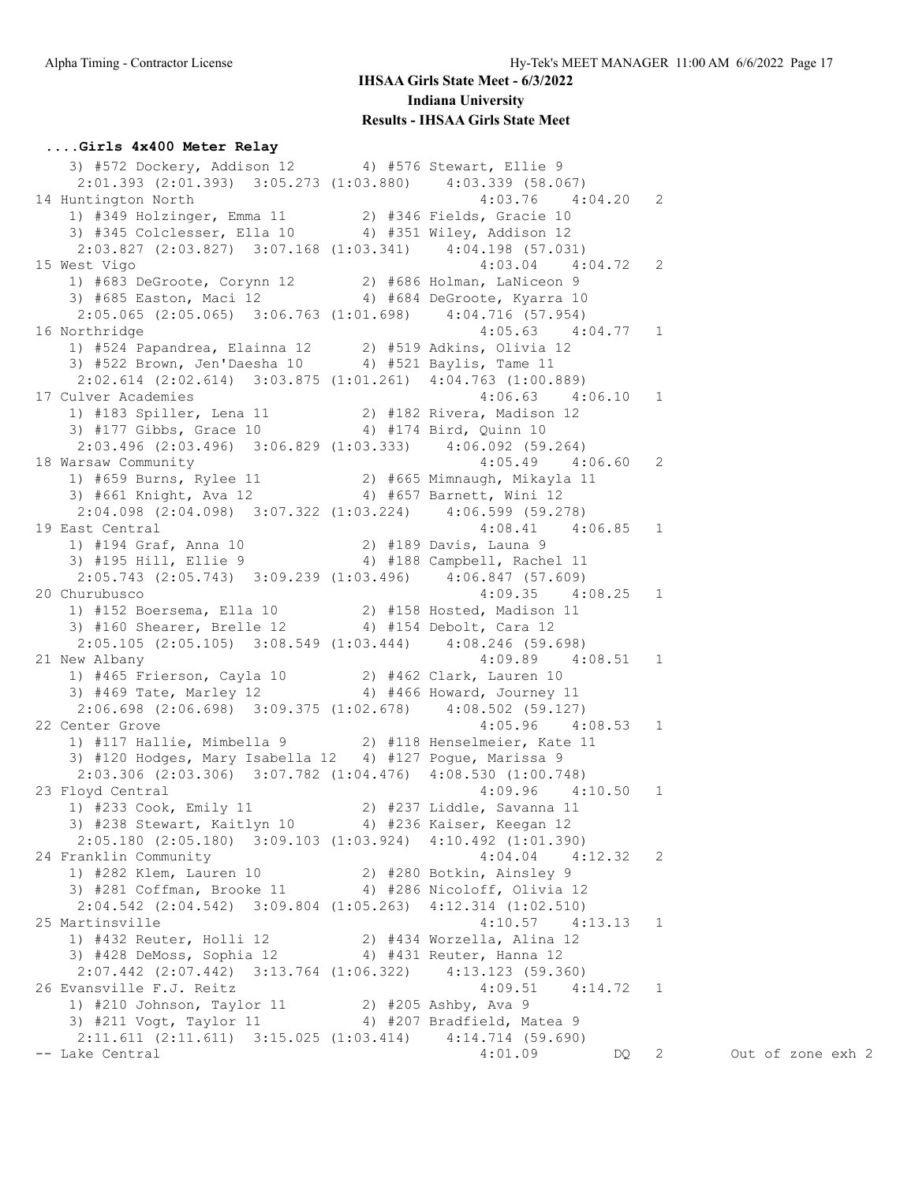## IHSAA Girls State Meet - 6/3/2022

## Indiana University

## Results - IHSAA Girls State Meet

### ....Girls 4x400 Meter Relay

```
    3) #572 Dockery, Addison 12        4) #576 Stewart, Ellie 9
     2:01.393 (2:01.393)  3:05.273 (1:03.880)    4:03.339 (58.067)
14 Huntington North                                4:03.76    4:04.20   2
    1) #349 Holzinger, Emma 11         2) #346 Fields, Gracie 10
    3) #345 Colclesser, Ella 10        4) #351 Wiley, Addison 12
     2:03.827 (2:03.827)  3:07.168 (1:03.341)    4:04.198 (57.031)
15 West Vigo                                       4:03.04    4:04.72   2
    1) #683 DeGroote, Corynn 12        2) #686 Holman, LaNiceon 9
    3) #685 Easton, Maci 12            4) #684 DeGroote, Kyarra 10
     2:05.065 (2:05.065)  3:06.763 (1:01.698)    4:04.716 (57.954)
16 Northridge                                      4:05.63    4:04.77   1
    1) #524 Papandrea, Elainna 12      2) #519 Adkins, Olivia 12
    3) #522 Brown, Jen'Daesha 10       4) #521 Baylis, Tame 11
     2:02.614 (2:02.614)  3:03.875 (1:01.261)  4:04.763 (1:00.889)
17 Culver Academies                                4:06.63    4:06.10   1
    1) #183 Spiller, Lena 11           2) #182 Rivera, Madison 12
    3) #177 Gibbs, Grace 10            4) #174 Bird, Quinn 10
     2:03.496 (2:03.496)  3:06.829 (1:03.333)    4:06.092 (59.264)
18 Warsaw Community                                4:05.49    4:06.60   2
    1) #659 Burns, Rylee 11            2) #665 Mimnaugh, Mikayla 11
    3) #661 Knight, Ava 12             4) #657 Barnett, Wini 12
     2:04.098 (2:04.098)  3:07.322 (1:03.224)    4:06.599 (59.278)
19 East Central                                    4:08.41    4:06.85   1
    1) #194 Graf, Anna 10              2) #189 Davis, Launa 9
    3) #195 Hill, Ellie 9              4) #188 Campbell, Rachel 11
     2:05.743 (2:05.743)  3:09.239 (1:03.496)    4:06.847 (57.609)
20 Churubusco                                      4:09.35    4:08.25   1
    1) #152 Boersema, Ella 10          2) #158 Hosted, Madison 11
    3) #160 Shearer, Brelle 12         4) #154 Debolt, Cara 12
     2:05.105 (2:05.105)  3:08.549 (1:03.444)    4:08.246 (59.698)
21 New Albany                                      4:09.89    4:08.51   1
    1) #465 Frierson, Cayla 10         2) #462 Clark, Lauren 10
    3) #469 Tate, Marley 12            4) #466 Howard, Journey 11
     2:06.698 (2:06.698)  3:09.375 (1:02.678)    4:08.502 (59.127)
22 Center Grove                                    4:05.96    4:08.53   1
    1) #117 Hallie, Mimbella 9         2) #118 Henselmeier, Kate 11
    3) #120 Hodges, Mary Isabella 12   4) #127 Pogue, Marissa 9
     2:03.306 (2:03.306)  3:07.782 (1:04.476)  4:08.530 (1:00.748)
23 Floyd Central                                   4:09.96    4:10.50   1
    1) #233 Cook, Emily 11             2) #237 Liddle, Savanna 11
    3) #238 Stewart, Kaitlyn 10        4) #236 Kaiser, Keegan 12
     2:05.180 (2:05.180)  3:09.103 (1:03.924)  4:10.492 (1:01.390)
24 Franklin Community                              4:04.04    4:12.32   2
    1) #282 Klem, Lauren 10            2) #280 Botkin, Ainsley 9
    3) #281 Coffman, Brooke 11         4) #286 Nicoloff, Olivia 12
     2:04.542 (2:04.542)  3:09.804 (1:05.263)  4:12.314 (1:02.510)
25 Martinsville                                    4:10.57    4:13.13   1
    1) #432 Reuter, Holli 12           2) #434 Worzella, Alina 12
    3) #428 DeMoss, Sophia 12          4) #431 Reuter, Hanna 12
     2:07.442 (2:07.442)  3:13.764 (1:06.322)    4:13.123 (59.360)
26 Evansville F.J. Reitz                           4:09.51    4:14.72   1
    1) #210 Johnson, Taylor 11         2) #205 Ashby, Ava 9
    3) #211 Vogt, Taylor 11            4) #207 Bradfield, Matea 9
     2:11.611 (2:11.611)  3:15.025 (1:03.414)    4:14.714 (59.690)
-- Lake Central                                    4:01.09         DQ   2       Out of zone exh 2
```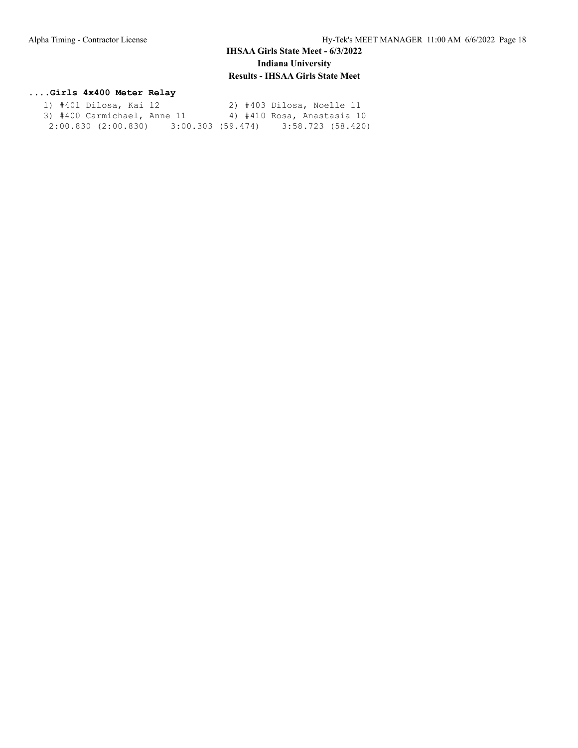#### ....Girls 4x400 Meter Relay

```
   1) #401 Dilosa, Kai 12              2) #403 Dilosa, Noelle 11
   3) #400 Carmichael, Anne 11         4) #410 Rosa, Anastasia 10
    2:00.830 (2:00.830)    3:00.303 (59.474)    3:58.723 (58.420)
```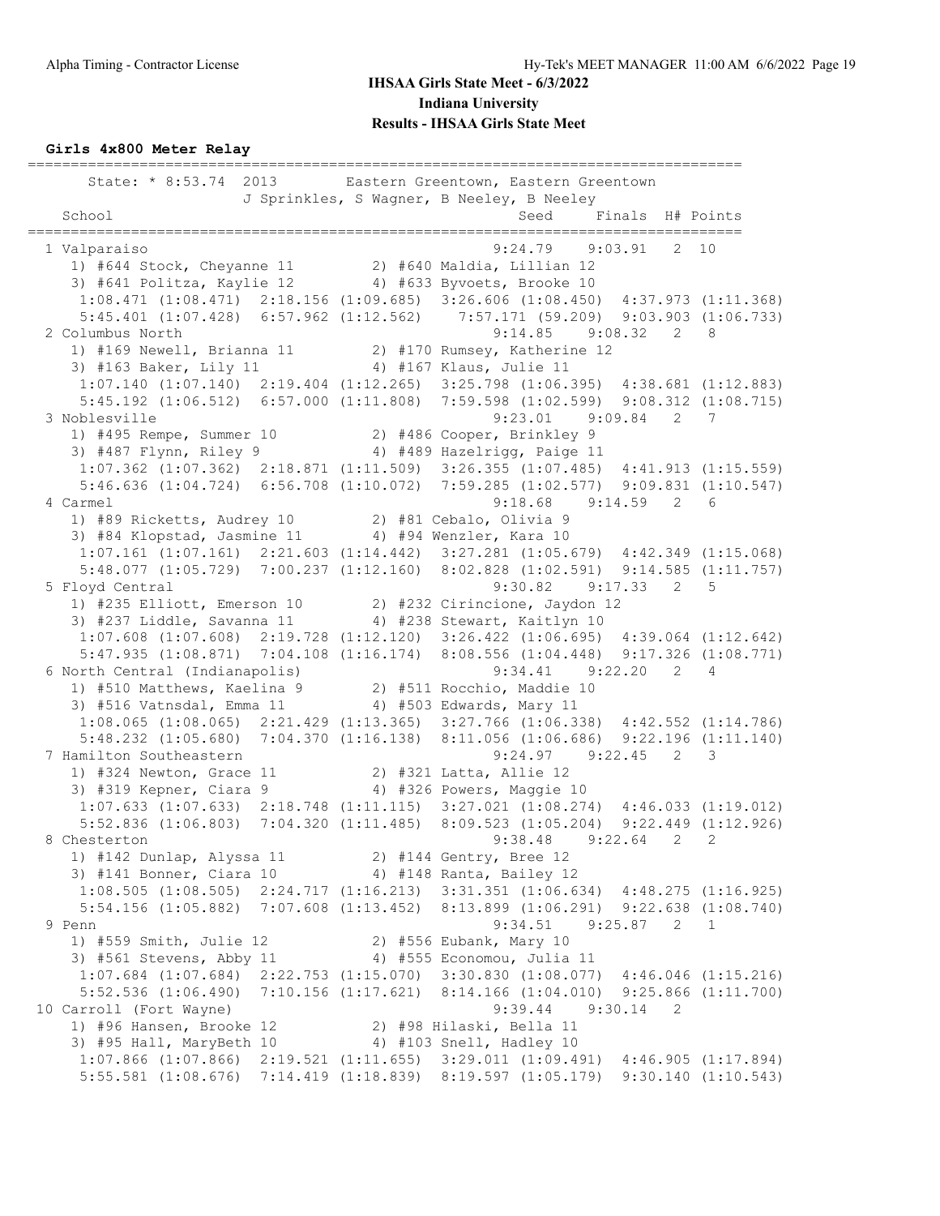# IHSAA Girls State Meet - 6/3/2022

## Indiana University

## Results - IHSAA Girls State Meet

### Girls 4x800 Meter Relay

```
=================================================================================
      State: * 8:53.74  2013       Eastern Greentown, Eastern Greentown
                  J Sprinkles, S Wagner, B Neeley, B Neeley
    School                                          Seed    Finals  H# Points
=================================================================================
  1 Valparaiso                                   9:24.79    9:03.91   2  10
     1) #644 Stock, Cheyanne 11         2) #640 Maldia, Lillian 12
     3) #641 Politza, Kaylie 12         4) #633 Byvoets, Brooke 10
      1:08.471 (1:08.471)  2:18.156 (1:09.685)  3:26.606 (1:08.450)  4:37.973 (1:11.368)
      5:45.401 (1:07.428)  6:57.962 (1:12.562)    7:57.171 (59.209)  9:03.903 (1:06.733)
  2 Columbus North                               9:14.85    9:08.32   2   8
     1) #169 Newell, Brianna 11         2) #170 Rumsey, Katherine 12
     3) #163 Baker, Lily 11             4) #167 Klaus, Julie 11
      1:07.140 (1:07.140)  2:19.404 (1:12.265)  3:25.798 (1:06.395)  4:38.681 (1:12.883)
      5:45.192 (1:06.512)  6:57.000 (1:11.808)  7:59.598 (1:02.599)  9:08.312 (1:08.715)
  3 Noblesville                                  9:23.01    9:09.84   2   7
     1) #495 Rempe, Summer 10           2) #486 Cooper, Brinkley 9
     3) #487 Flynn, Riley 9             4) #489 Hazelrigg, Paige 11
      1:07.362 (1:07.362)  2:18.871 (1:11.509)  3:26.355 (1:07.485)  4:41.913 (1:15.559)
      5:46.636 (1:04.724)  6:56.708 (1:10.072)  7:59.285 (1:02.577)  9:09.831 (1:10.547)
  4 Carmel                                       9:18.68    9:14.59   2   6
     1) #89 Ricketts, Audrey 10         2) #81 Cebalo, Olivia 9
     3) #84 Klopstad, Jasmine 11        4) #94 Wenzler, Kara 10
      1:07.161 (1:07.161)  2:21.603 (1:14.442)  3:27.281 (1:05.679)  4:42.349 (1:15.068)
      5:48.077 (1:05.729)  7:00.237 (1:12.160)  8:02.828 (1:02.591)  9:14.585 (1:11.757)
  5 Floyd Central                                9:30.82    9:17.33   2   5
     1) #235 Elliott, Emerson 10        2) #232 Cirincione, Jaydon 12
     3) #237 Liddle, Savanna 11         4) #238 Stewart, Kaitlyn 10
      1:07.608 (1:07.608)  2:19.728 (1:12.120)  3:26.422 (1:06.695)  4:39.064 (1:12.642)
      5:47.935 (1:08.871)  7:04.108 (1:16.174)  8:08.556 (1:04.448)  9:17.326 (1:08.771)
  6 North Central (Indianapolis)                 9:34.41    9:22.20   2   4
     1) #510 Matthews, Kaelina 9        2) #511 Rocchio, Maddie 10
     3) #516 Vatnsdal, Emma 11          4) #503 Edwards, Mary 11
      1:08.065 (1:08.065)  2:21.429 (1:13.365)  3:27.766 (1:06.338)  4:42.552 (1:14.786)
      5:48.232 (1:05.680)  7:04.370 (1:16.138)  8:11.056 (1:06.686)  9:22.196 (1:11.140)
  7 Hamilton Southeastern                        9:24.97    9:22.45   2   3
     1) #324 Newton, Grace 11           2) #321 Latta, Allie 12
     3) #319 Kepner, Ciara 9            4) #326 Powers, Maggie 10
      1:07.633 (1:07.633)  2:18.748 (1:11.115)  3:27.021 (1:08.274)  4:46.033 (1:19.012)
      5:52.836 (1:06.803)  7:04.320 (1:11.485)  8:09.523 (1:05.204)  9:22.449 (1:12.926)
  8 Chesterton                                   9:38.48    9:22.64   2   2
     1) #142 Dunlap, Alyssa 11          2) #144 Gentry, Bree 12
     3) #141 Bonner, Ciara 10           4) #148 Ranta, Bailey 12
      1:08.505 (1:08.505)  2:24.717 (1:16.213)  3:31.351 (1:06.634)  4:48.275 (1:16.925)
      5:54.156 (1:05.882)  7:07.608 (1:13.452)  8:13.899 (1:06.291)  9:22.638 (1:08.740)
  9 Penn                                         9:34.51    9:25.87   2   1
     1) #559 Smith, Julie 12            2) #556 Eubank, Mary 10
     3) #561 Stevens, Abby 11           4) #555 Economou, Julia 11
      1:07.684 (1:07.684)  2:22.753 (1:15.070)  3:30.830 (1:08.077)  4:46.046 (1:15.216)
      5:52.536 (1:06.490)  7:10.156 (1:17.621)  8:14.166 (1:04.010)  9:25.866 (1:11.700)
 10 Carroll (Fort Wayne)                         9:39.44    9:30.14   2
     1) #96 Hansen, Brooke 12           2) #98 Hilaski, Bella 11
     3) #95 Hall, MaryBeth 10           4) #103 Snell, Hadley 10
      1:07.866 (1:07.866)  2:19.521 (1:11.655)  3:29.011 (1:09.491)  4:46.905 (1:17.894)
      5:55.581 (1:08.676)  7:14.419 (1:18.839)  8:19.597 (1:05.179)  9:30.140 (1:10.543)
```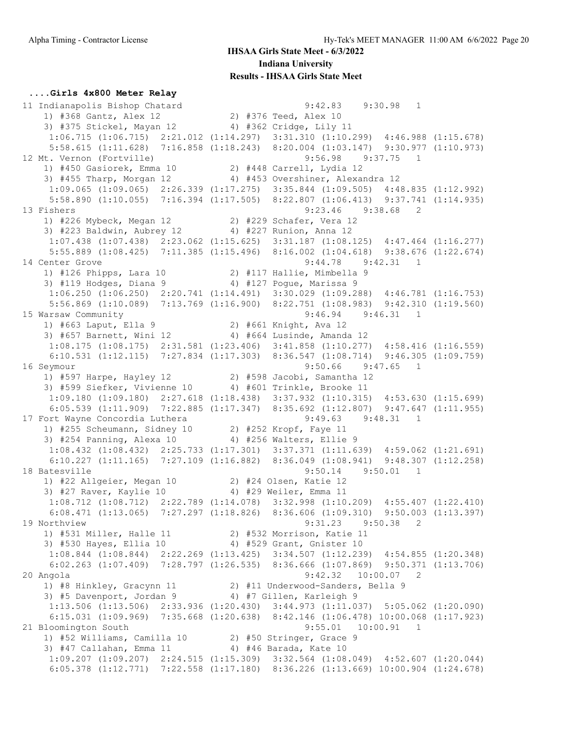# IHSAA Girls State Meet - 6/3/2022

## Indiana University

## Results - IHSAA Girls State Meet

### ....Girls 4x800 Meter Relay

```
11 Indianapolis Bishop Chatard                    9:42.83    9:30.98   1
    1) #368 Gantz, Alex 12            2) #376 Teed, Alex 10
    3) #375 Stickel, Mayan 12         4) #362 Cridge, Lily 11
     1:06.715 (1:06.715)  2:21.012 (1:14.297)  3:31.310 (1:10.299)  4:46.988 (1:15.678)
     5:58.615 (1:11.628)  7:16.858 (1:18.243)  8:20.004 (1:03.147)  9:30.977 (1:10.973)
12 Mt. Vernon (Fortville)                         9:56.98    9:37.75   1
    1) #450 Gasiorek, Emma 10         2) #448 Carrell, Lydia 12
    3) #455 Tharp, Morgan 12          4) #453 Overshiner, Alexandra 12
     1:09.065 (1:09.065)  2:26.339 (1:17.275)  3:35.844 (1:09.505)  4:48.835 (1:12.992)
     5:58.890 (1:10.055)  7:16.394 (1:17.505)  8:22.807 (1:06.413)  9:37.741 (1:14.935)
13 Fishers                                        9:23.46    9:38.68   2
    1) #226 Mybeck, Megan 12          2) #229 Schafer, Vera 12
    3) #223 Baldwin, Aubrey 12        4) #227 Runion, Anna 12
     1:07.438 (1:07.438)  2:23.062 (1:15.625)  3:31.187 (1:08.125)  4:47.464 (1:16.277)
     5:55.889 (1:08.425)  7:11.385 (1:15.496)  8:16.002 (1:04.618)  9:38.676 (1:22.674)
14 Center Grove                                   9:44.78    9:42.31   1
    1) #126 Phipps, Lara 10           2) #117 Hallie, Mimbella 9
    3) #119 Hodges, Diana 9           4) #127 Pogue, Marissa 9
     1:06.250 (1:06.250)  2:20.741 (1:14.491)  3:30.029 (1:09.288)  4:46.781 (1:16.753)
     5:56.869 (1:10.089)  7:13.769 (1:16.900)  8:22.751 (1:08.983)  9:42.310 (1:19.560)
15 Warsaw Community                               9:46.94    9:46.31   1
    1) #663 Laput, Ella 9             2) #661 Knight, Ava 12
    3) #657 Barnett, Wini 12          4) #664 Lusinde, Amanda 12
     1:08.175 (1:08.175)  2:31.581 (1:23.406)  3:41.858 (1:10.277)  4:58.416 (1:16.559)
     6:10.531 (1:12.115)  7:27.834 (1:17.303)  8:36.547 (1:08.714)  9:46.305 (1:09.759)
16 Seymour                                        9:50.66    9:47.65   1
    1) #597 Harpe, Hayley 12          2) #598 Jacobi, Samantha 12
    3) #599 Siefker, Vivienne 10      4) #601 Trinkle, Brooke 11
     1:09.180 (1:09.180)  2:27.618 (1:18.438)  3:37.932 (1:10.315)  4:53.630 (1:15.699)
     6:05.539 (1:11.909)  7:22.885 (1:17.347)  8:35.692 (1:12.807)  9:47.647 (1:11.955)
17 Fort Wayne Concordia Luthera                   9:49.63    9:48.31   1
    1) #255 Scheumann, Sidney 10      2) #252 Kropf, Faye 11
    3) #254 Panning, Alexa 10         4) #256 Walters, Ellie 9
     1:08.432 (1:08.432)  2:25.733 (1:17.301)  3:37.371 (1:11.639)  4:59.062 (1:21.691)
     6:10.227 (1:11.165)  7:27.109 (1:16.882)  8:36.049 (1:08.941)  9:48.307 (1:12.258)
18 Batesville                                     9:50.14    9:50.01   1
    1) #22 Allgeier, Megan 10         2) #24 Olsen, Katie 12
    3) #27 Raver, Kaylie 10           4) #29 Weiler, Emma 11
     1:08.712 (1:08.712)  2:22.789 (1:14.078)  3:32.998 (1:10.209)  4:55.407 (1:22.410)
     6:08.471 (1:13.065)  7:27.297 (1:18.826)  8:36.606 (1:09.310)  9:50.003 (1:13.397)
19 Northview                                      9:31.23    9:50.38   2
    1) #531 Miller, Halle 11          2) #532 Morrison, Katie 11
    3) #530 Hayes, Ellia 10           4) #529 Grant, Gnister 10
     1:08.844 (1:08.844)  2:22.269 (1:13.425)  3:34.507 (1:12.239)  4:54.855 (1:20.348)
     6:02.263 (1:07.409)  7:28.797 (1:26.535)  8:36.666 (1:07.869)  9:50.371 (1:13.706)
20 Angola                                         9:42.32   10:00.07   2
    1) #8 Hinkley, Gracynn 11         2) #11 Underwood-Sanders, Bella 9
    3) #5 Davenport, Jordan 9         4) #7 Gillen, Karleigh 9
     1:13.506 (1:13.506)  2:33.936 (1:20.430)  3:44.973 (1:11.037)  5:05.062 (1:20.090)
     6:15.031 (1:09.969)  7:35.668 (1:20.638)  8:42.146 (1:06.478) 10:00.068 (1:17.923)
21 Bloomington South                              9:55.01   10:00.91   1
    1) #52 Williams, Camilla 10       2) #50 Stringer, Grace 9
    3) #47 Callahan, Emma 11          4) #46 Barada, Kate 10
     1:09.207 (1:09.207)  2:24.515 (1:15.309)  3:32.564 (1:08.049)  4:52.607 (1:20.044)
     6:05.378 (1:12.771)  7:22.558 (1:17.180)  8:36.226 (1:13.669) 10:00.904 (1:24.678)
```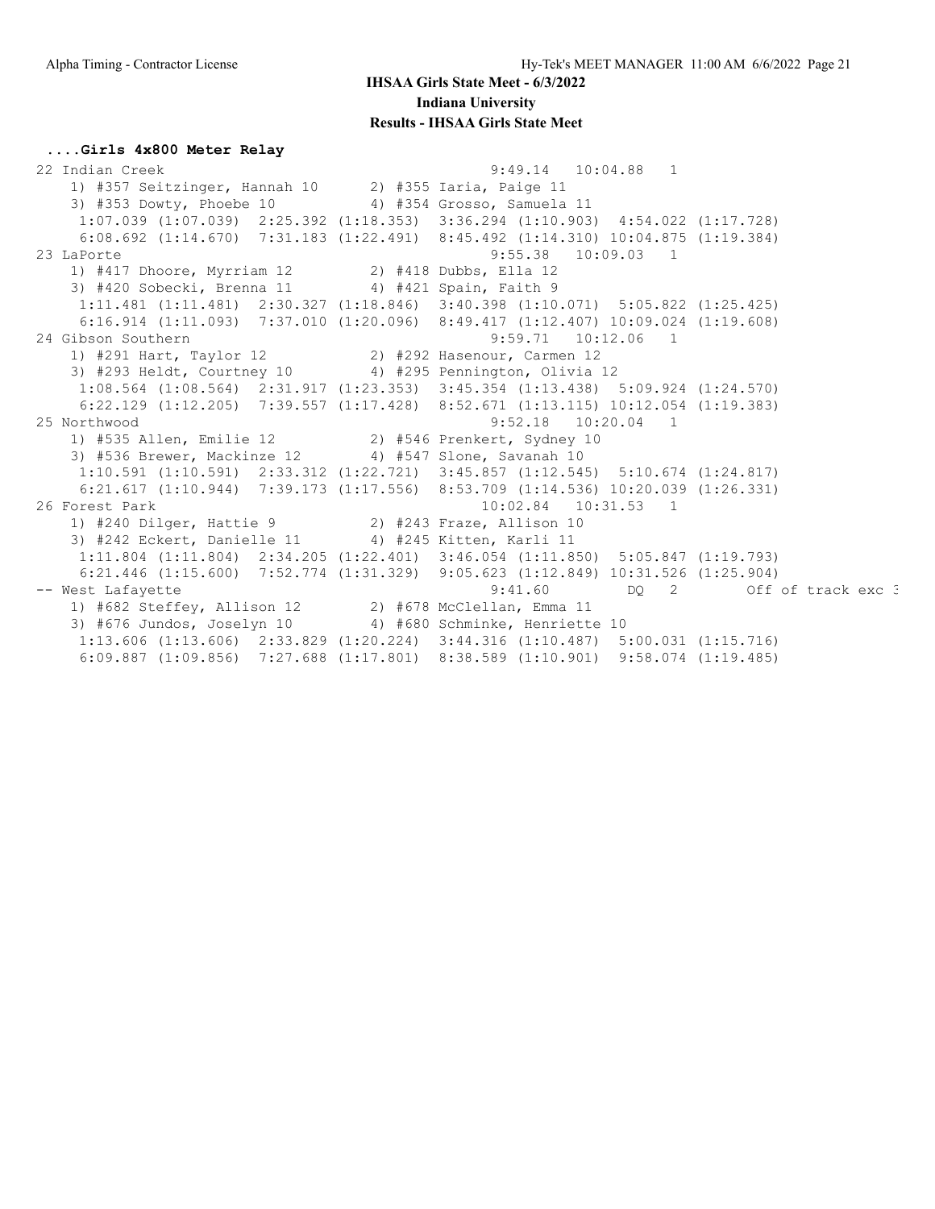# IHSAA Girls State Meet - 6/3/2022

## Indiana University

### Results - IHSAA Girls State Meet

**....Girls 4x800 Meter Relay**

```
22 Indian Creek                                     9:49.14   10:04.88   1
    1) #357 Seitzinger, Hannah 10      2) #355 Iaria, Paige 11
    3) #353 Dowty, Phoebe 10           4) #354 Grosso, Samuela 11
     1:07.039 (1:07.039)  2:25.392 (1:18.353)  3:36.294 (1:10.903)  4:54.022 (1:17.728)
     6:08.692 (1:14.670)  7:31.183 (1:22.491)  8:45.492 (1:14.310) 10:04.875 (1:19.384)
23 LaPorte                                          9:55.38   10:09.03   1
    1) #417 Dhoore, Myrriam 12         2) #418 Dubbs, Ella 12
    3) #420 Sobecki, Brenna 11         4) #421 Spain, Faith 9
     1:11.481 (1:11.481)  2:30.327 (1:18.846)  3:40.398 (1:10.071)  5:05.822 (1:25.425)
     6:16.914 (1:11.093)  7:37.010 (1:20.096)  8:49.417 (1:12.407) 10:09.024 (1:19.608)
24 Gibson Southern                                  9:59.71   10:12.06   1
    1) #291 Hart, Taylor 12            2) #292 Hasenour, Carmen 12
    3) #293 Heldt, Courtney 10         4) #295 Pennington, Olivia 12
     1:08.564 (1:08.564)  2:31.917 (1:23.353)  3:45.354 (1:13.438)  5:09.924 (1:24.570)
     6:22.129 (1:12.205)  7:39.557 (1:17.428)  8:52.671 (1:13.115) 10:12.054 (1:19.383)
25 Northwood                                        9:52.18   10:20.04   1
    1) #535 Allen, Emilie 12           2) #546 Prenkert, Sydney 10
    3) #536 Brewer, Mackinze 12        4) #547 Slone, Savanah 10
     1:10.591 (1:10.591)  2:33.312 (1:22.721)  3:45.857 (1:12.545)  5:10.674 (1:24.817)
     6:21.617 (1:10.944)  7:39.173 (1:17.556)  8:53.709 (1:14.536) 10:20.039 (1:26.331)
26 Forest Park                                     10:02.84   10:31.53   1
    1) #240 Dilger, Hattie 9           2) #243 Fraze, Allison 10
    3) #242 Eckert, Danielle 11        4) #245 Kitten, Karli 11
     1:11.804 (1:11.804)  2:34.205 (1:22.401)  3:46.054 (1:11.850)  5:05.847 (1:19.793)
     6:21.446 (1:15.600)  7:52.774 (1:31.329)  9:05.623 (1:12.849) 10:31.526 (1:25.904)
-- West Lafayette                                   9:41.60         DQ   2       Off of track exc 3
    1) #682 Steffey, Allison 12        2) #678 McClellan, Emma 11
    3) #676 Jundos, Joselyn 10         4) #680 Schminke, Henriette 10
     1:13.606 (1:13.606)  2:33.829 (1:20.224)  3:44.316 (1:10.487)  5:00.031 (1:15.716)
     6:09.887 (1:09.856)  7:27.688 (1:17.801)  8:38.589 (1:10.901)  9:58.074 (1:19.485)
```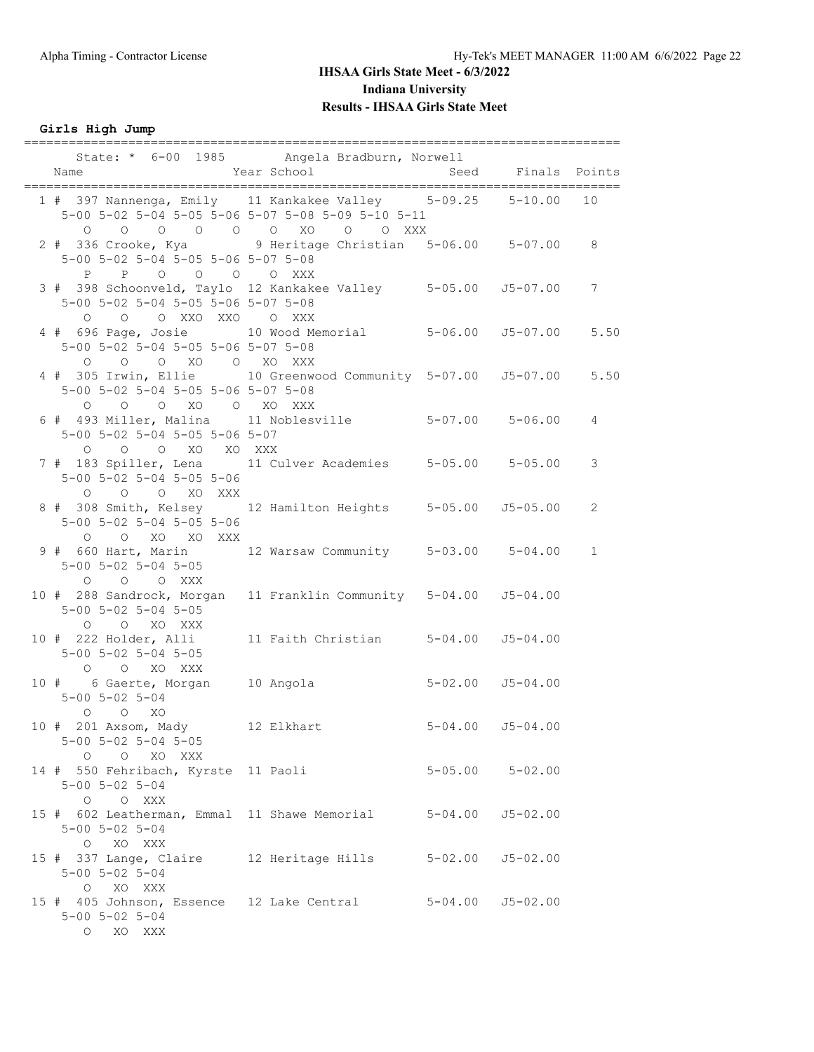# IHSAA Girls State Meet - 6/3/2022

## Indiana University

## Results - IHSAA Girls State Meet

### Girls High Jump

```
================================================================================
    State: * 6-00  1985        Angela Bradburn, Norwell                        
  Name                    Year School                 Seed     Finals  Points 
================================================================================
  1 #  397 Nannenga, Emily    11 Kankakee Valley      5-09.25    5-10.00   10   
      5-00 5-02 5-04 5-05 5-06 5-07 5-08 5-09 5-10 5-11 
         O    O    O    O    O    O   XO    O    O  XXX 
  2 #  336 Crooke, Kya         9 Heritage Christian   5-06.00    5-07.00    8   
      5-00 5-02 5-04 5-05 5-06 5-07 5-08 
         P    P    O    O    O    O  XXX 
  3 #  398 Schoonveld, Taylo  12 Kankakee Valley      5-05.00   J5-07.00    7   
      5-00 5-02 5-04 5-05 5-06 5-07 5-08 
         O    O    O  XXO  XXO    O  XXX 
  4 #  696 Page, Josie        10 Wood Memorial        5-06.00   J5-07.00    5.50 
      5-00 5-02 5-04 5-05 5-06 5-07 5-08 
         O    O    O   XO    O   XO  XXX 
  4 #  305 Irwin, Ellie       10 Greenwood Community  5-07.00   J5-07.00    5.50 
      5-00 5-02 5-04 5-05 5-06 5-07 5-08 
         O    O    O   XO    O   XO  XXX 
  6 #  493 Miller, Malina     11 Noblesville          5-07.00    5-06.00    4   
      5-00 5-02 5-04 5-05 5-06 5-07 
         O    O    O   XO   XO  XXX 
  7 #  183 Spiller, Lena      11 Culver Academies     5-05.00    5-05.00    3   
      5-00 5-02 5-04 5-05 5-06 
         O    O    O   XO  XXX 
  8 #  308 Smith, Kelsey      12 Hamilton Heights     5-05.00   J5-05.00    2   
      5-00 5-02 5-04 5-05 5-06 
         O    O   XO   XO  XXX 
  9 #  660 Hart, Marin        12 Warsaw Community     5-03.00    5-04.00    1   
      5-00 5-02 5-04 5-05 
         O    O    O  XXX 
 10 #  288 Sandrock, Morgan   11 Franklin Community   5-04.00   J5-04.00        
      5-00 5-02 5-04 5-05 
         O    O   XO  XXX 
 10 #  222 Holder, Alli       11 Faith Christian      5-04.00   J5-04.00        
      5-00 5-02 5-04 5-05 
         O    O   XO  XXX 
 10 #    6 Gaerte, Morgan     10 Angola               5-02.00   J5-04.00        
      5-00 5-02 5-04 
         O    O   XO 
 10 #  201 Axsom, Mady        12 Elkhart              5-04.00   J5-04.00        
      5-00 5-02 5-04 5-05 
         O    O   XO  XXX 
 14 #  550 Fehribach, Kyrste  11 Paoli                5-05.00    5-02.00        
      5-00 5-02 5-04 
         O    O  XXX 
 15 #  602 Leatherman, Emmal  11 Shawe Memorial       5-04.00   J5-02.00        
      5-00 5-02 5-04 
         O   XO  XXX 
 15 #  337 Lange, Claire      12 Heritage Hills       5-02.00   J5-02.00        
      5-00 5-02 5-04 
         O   XO  XXX 
 15 #  405 Johnson, Essence   12 Lake Central         5-04.00   J5-02.00        
      5-00 5-02 5-04 
         O   XO  XXX 
```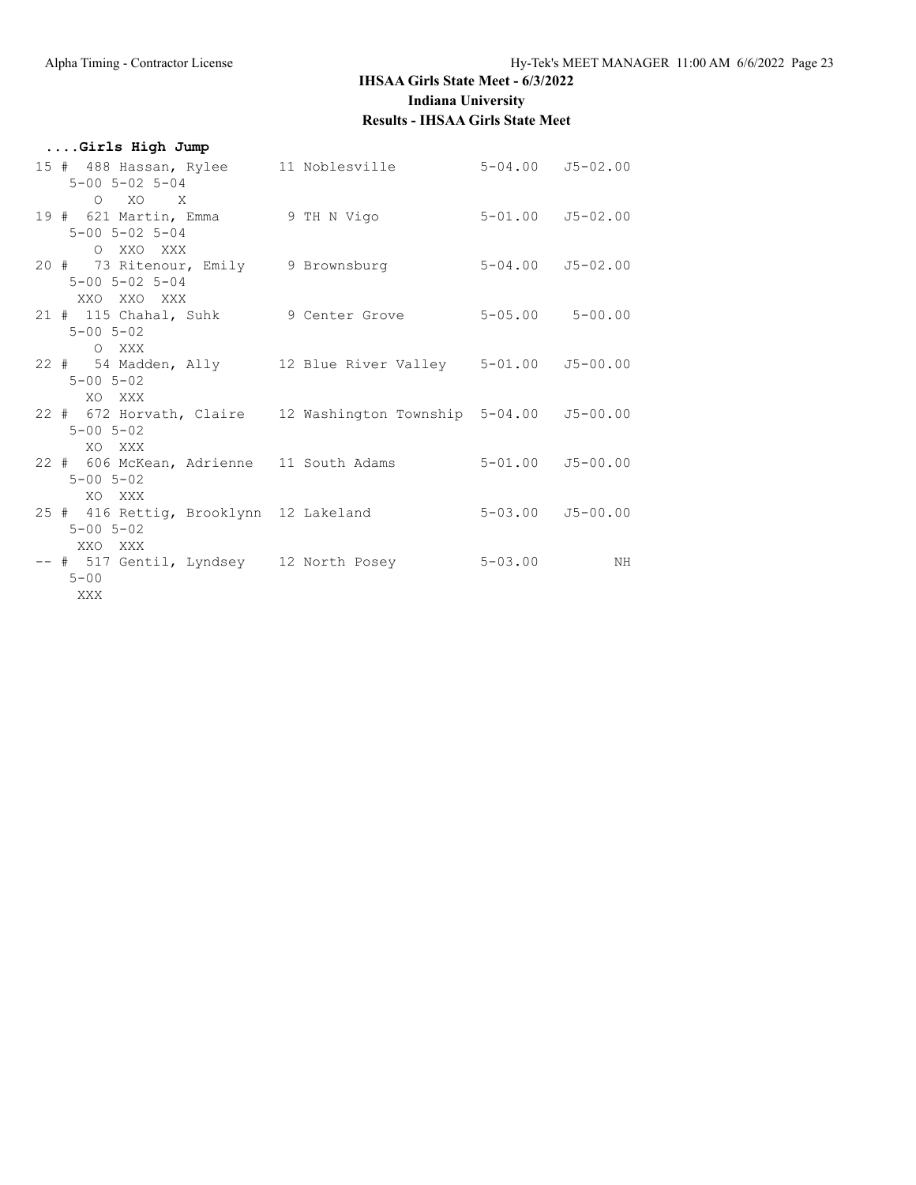## IHSAA Girls State Meet - 6/3/2022

### Indiana University

### Results - IHSAA Girls State Meet

**....Girls High Jump**

```
15 #  488 Hassan, Rylee      11 Noblesville          5-04.00  J5-02.00
    5-00 5-02 5-04
       O   XO    X
19 #  621 Martin, Emma        9 TH N Vigo            5-01.00  J5-02.00
    5-00 5-02 5-04
       O  XXO  XXX
20 #   73 Ritenour, Emily     9 Brownsburg           5-04.00  J5-02.00
    5-00 5-02 5-04
     XXO  XXO  XXX
21 #  115 Chahal, Suhk        9 Center Grove         5-05.00   5-00.00
    5-00 5-02
       O  XXX
22 #   54 Madden, Ally       12 Blue River Valley    5-01.00  J5-00.00
    5-00 5-02
      XO  XXX
22 #  672 Horvath, Claire    12 Washington Township  5-04.00  J5-00.00
    5-00 5-02
      XO  XXX
22 #  606 McKean, Adrienne  11 South Adams           5-01.00  J5-00.00
    5-00 5-02
      XO  XXX
25 #  416 Rettig, Brooklynn  12 Lakeland             5-03.00  J5-00.00
    5-00 5-02
     XXO  XXX
-- #  517 Gentil, Lyndsey    12 North Posey          5-03.00        NH
    5-00
     XXX
```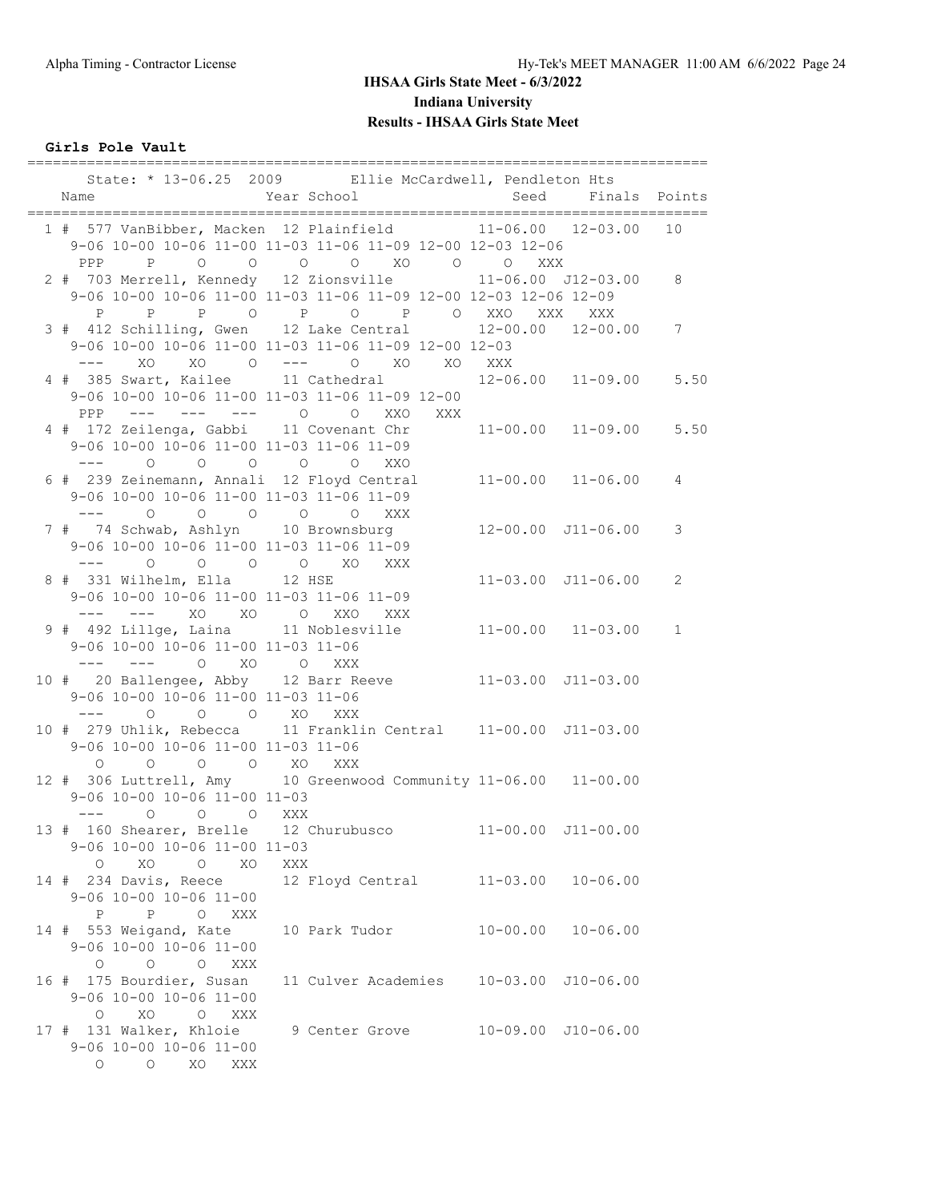# IHSAA Girls State Meet - 6/3/2022

## Indiana University

## Results - IHSAA Girls State Meet

### Girls Pole Vault

```
================================================================================
    State: * 13-06.25  2009        Ellie McCardwell, Pendleton Hts
   Name                    Year School                 Seed     Finals  Points
================================================================================
  1 #  577 VanBibber, Macken  12 Plainfield          11-06.00   12-03.00   10
     9-06 10-00 10-06 11-00 11-03 11-06 11-09 12-00 12-03 12-06
      PPP     P     O     O     O     O    XO     O     O   XXX
  2 #  703 Merrell, Kennedy  12 Zionsville           11-06.00  J12-03.00    8
     9-06 10-00 10-06 11-00 11-03 11-06 11-09 12-00 12-03 12-06 12-09
        P     P     P     O     P     O     P     O   XXO   XXX   XXX
  3 #  412 Schilling, Gwen    12 Lake Central        12-00.00   12-00.00    7
     9-06 10-00 10-06 11-00 11-03 11-06 11-09 12-00 12-03
      ---    XO    XO     O   ---     O    XO    XO   XXX
  4 #  385 Swart, Kailee      11 Cathedral           12-06.00   11-09.00    5.50
     9-06 10-00 10-06 11-00 11-03 11-06 11-09 12-00
      PPP   ---   ---   ---     O     O   XXO   XXX
  4 #  172 Zeilenga, Gabbi    11 Covenant Chr        11-00.00   11-09.00    5.50
     9-06 10-00 10-06 11-00 11-03 11-06 11-09
      ---     O     O     O     O     O   XXO
  6 #  239 Zeinemann, Annali  12 Floyd Central       11-00.00   11-06.00    4
     9-06 10-00 10-06 11-00 11-03 11-06 11-09
      ---     O     O     O     O     O   XXX
  7 #   74 Schwab, Ashlyn     10 Brownsburg          12-00.00  J11-06.00    3
     9-06 10-00 10-06 11-00 11-03 11-06 11-09
      ---     O     O     O     O    XO   XXX
  8 #  331 Wilhelm, Ella     12 HSE                  11-03.00  J11-06.00    2
     9-06 10-00 10-06 11-00 11-03 11-06 11-09
      ---   ---    XO    XO     O   XXO   XXX
  9 #  492 Lillge, Laina     11 Noblesville          11-00.00   11-03.00    1
     9-06 10-00 10-06 11-00 11-03 11-06
      ---   ---     O    XO     O   XXX
 10 #   20 Ballengee, Abby    12 Barr Reeve          11-03.00  J11-03.00
     9-06 10-00 10-06 11-00 11-03 11-06
      ---     O     O     O    XO   XXX
 10 #  279 Uhlik, Rebecca     11 Franklin Central    11-00.00  J11-03.00
     9-06 10-00 10-06 11-00 11-03 11-06
        O     O     O     O    XO   XXX
 12 #  306 Luttrell, Amy      10 Greenwood Community 11-06.00   11-00.00
     9-06 10-00 10-06 11-00 11-03
      ---     O     O     O   XXX
 13 #  160 Shearer, Brelle    12 Churubusco          11-00.00  J11-00.00
     9-06 10-00 10-06 11-00 11-03
        O    XO     O    XO   XXX
 14 #  234 Davis, Reece       12 Floyd Central       11-03.00   10-06.00
     9-06 10-00 10-06 11-00
        P     P     O   XXX
 14 #  553 Weigand, Kate      10 Park Tudor          10-00.00   10-06.00
     9-06 10-00 10-06 11-00
        O     O     O   XXX
 16 #  175 Bourdier, Susan    11 Culver Academies    10-03.00  J10-06.00
     9-06 10-00 10-06 11-00
        O    XO     O   XXX
 17 #  131 Walker, Khloie     9 Center Grove         10-09.00  J10-06.00
     9-06 10-00 10-06 11-00
        O     O    XO   XXX
```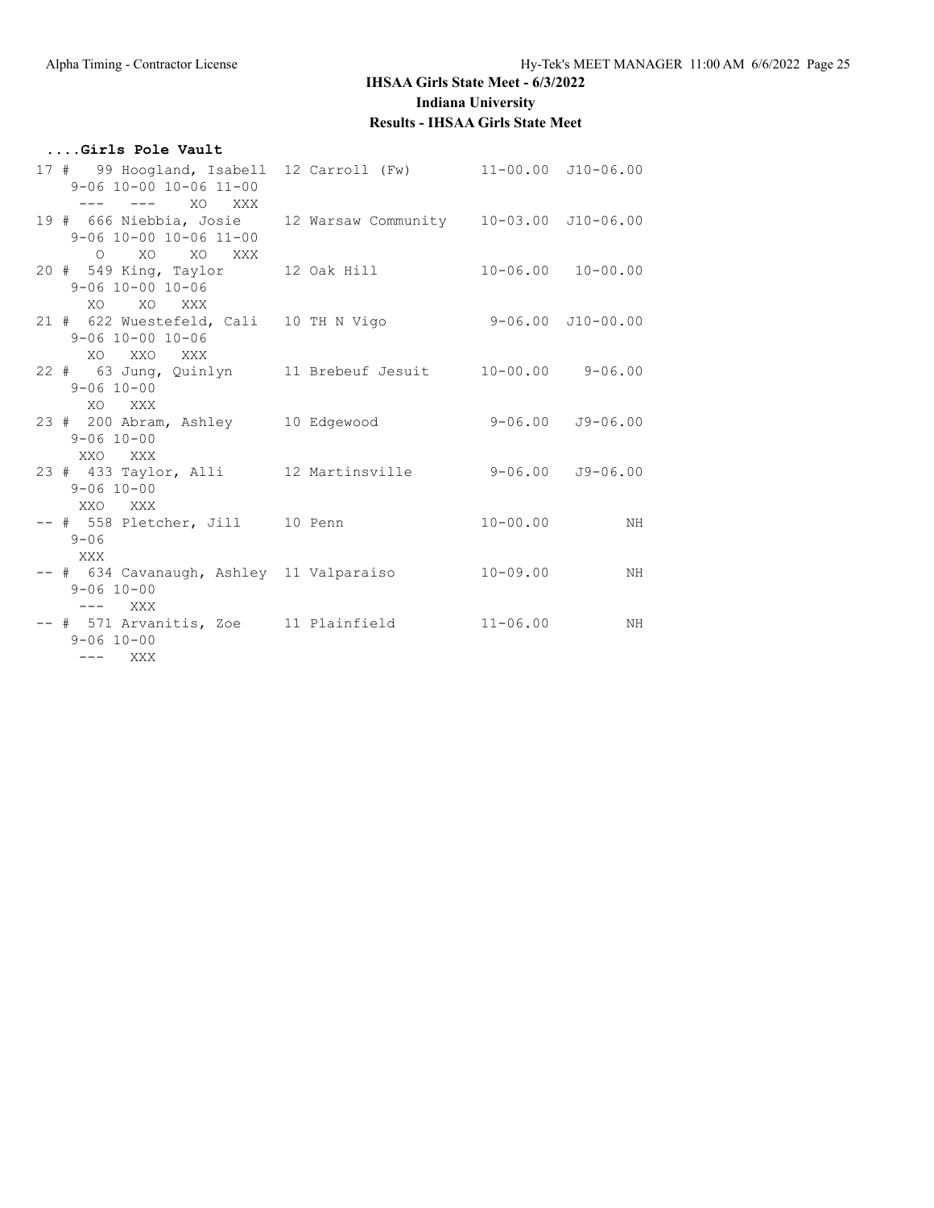**IHSAA Girls State Meet - 6/3/2022**
**Indiana University**
**Results - IHSAA Girls State Meet**

### ....Girls Pole Vault

```
17 #   99 Hoogland, Isabell  12 Carroll (Fw)        11-00.00  J10-06.00
     9-06 10-00 10-06 11-00
      ---   ---   XO   XXX
19 #  666 Niebbia, Josie     12 Warsaw Community    10-03.00  J10-06.00
     9-06 10-00 10-06 11-00
       O    XO    XO   XXX
20 #  549 King, Taylor       12 Oak Hill            10-06.00   10-00.00
     9-06 10-00 10-06
      XO    XO   XXX
21 #  622 Wuestefeld, Cali   10 TH N Vigo            9-06.00  J10-00.00
     9-06 10-00 10-06
      XO   XXO   XXX
22 #   63 Jung, Quinlyn      11 Brebeuf Jesuit      10-00.00    9-06.00
     9-06 10-00
      XO   XXX
23 #  200 Abram, Ashley      10 Edgewood             9-06.00   J9-06.00
     9-06 10-00
     XXO   XXX
23 #  433 Taylor, Alli       12 Martinsville         9-06.00   J9-06.00
     9-06 10-00
     XXO   XXX
-- #  558 Pletcher, Jill     10 Penn                10-00.00         NH
     9-06
     XXX
-- #  634 Cavanaugh, Ashley  11 Valparaiso          10-09.00         NH
     9-06 10-00
      ---  XXX
-- #  571 Arvanitis, Zoe     11 Plainfield          11-06.00         NH
     9-06 10-00
      ---  XXX
```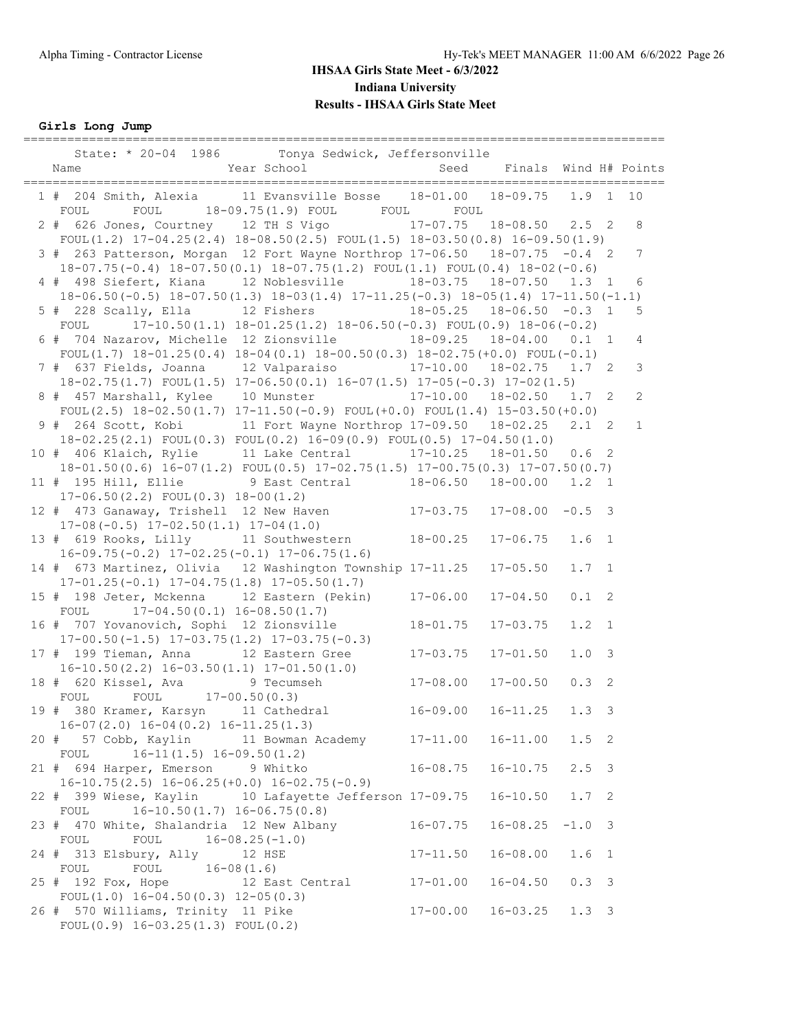# IHSAA Girls State Meet - 6/3/2022

## Indiana University

## Results - IHSAA Girls State Meet

### Girls Long Jump

State: * 20-04 1986 Tonya Sedwick, Jeffersonville

| Place | Name | Year | School | Seed | Finals | Wind | H# | Points |
|---|---|---|---|---|---|---|---|---|
| 1 # | 204 Smith, Alexia | 11 | Evansville Bosse | 18-01.00 | 18-09.75 | 1.9 | 1 | 10 |
| | FOUL FOUL 18-09.75(1.9) FOUL FOUL FOUL | | | | | | | |
| 2 # | 626 Jones, Courtney | 12 | TH S Vigo | 17-07.75 | 18-08.50 | 2.5 | 2 | 8 |
| | FOUL(1.2) 17-04.25(2.4) 18-08.50(2.5) FOUL(1.5) 18-03.50(0.8) 16-09.50(1.9) | | | | | | | |
| 3 # | 263 Patterson, Morgan | 12 | Fort Wayne Northrop | 17-06.50 | 18-07.75 | -0.4 | 2 | 7 |
| | 18-07.75(-0.4) 18-07.50(0.1) 18-07.75(1.2) FOUL(1.1) FOUL(0.4) 18-02(-0.6) | | | | | | | |
| 4 # | 498 Siefert, Kiana | 12 | Noblesville | 18-03.75 | 18-07.50 | 1.3 | 1 | 6 |
| | 18-06.50(-0.5) 18-07.50(1.3) 18-03(1.4) 17-11.25(-0.3) 18-05(1.4) 17-11.50(-1.1) | | | | | | | |
| 5 # | 228 Scally, Ella | 12 | Fishers | 18-05.25 | 18-06.50 | -0.3 | 1 | 5 |
| | FOUL 17-10.50(1.1) 18-01.25(1.2) 18-06.50(-0.3) FOUL(0.9) 18-06(-0.2) | | | | | | | |
| 6 # | 704 Nazarov, Michelle | 12 | Zionsville | 18-09.25 | 18-04.00 | 0.1 | 1 | 4 |
| | FOUL(1.7) 18-01.25(0.4) 18-04(0.1) 18-00.50(0.3) 18-02.75(+0.0) FOUL(-0.1) | | | | | | | |
| 7 # | 637 Fields, Joanna | 12 | Valparaiso | 17-10.00 | 18-02.75 | 1.7 | 2 | 3 |
| | 18-02.75(1.7) FOUL(1.5) 17-06.50(0.1) 16-07(1.5) 17-05(-0.3) 17-02(1.5) | | | | | | | |
| 8 # | 457 Marshall, Kylee | 10 | Munster | 17-10.00 | 18-02.50 | 1.7 | 2 | 2 |
| | FOUL(2.5) 18-02.50(1.7) 17-11.50(-0.9) FOUL(+0.0) FOUL(1.4) 15-03.50(+0.0) | | | | | | | |
| 9 # | 264 Scott, Kobi | 11 | Fort Wayne Northrop | 17-09.50 | 18-02.25 | 2.1 | 2 | 1 |
| | 18-02.25(2.1) FOUL(0.3) FOUL(0.2) 16-09(0.9) FOUL(0.5) 17-04.50(1.0) | | | | | | | |
| 10 # | 406 Klaich, Rylie | 11 | Lake Central | 17-10.25 | 18-01.50 | 0.6 | 2 | |
| | 18-01.50(0.6) 16-07(1.2) FOUL(0.5) 17-02.75(1.5) 17-00.75(0.3) 17-07.50(0.7) | | | | | | | |
| 11 # | 195 Hill, Ellie | 9 | East Central | 18-06.50 | 18-00.00 | 1.2 | 1 | |
| | 17-06.50(2.2) FOUL(0.3) 18-00(1.2) | | | | | | | |
| 12 # | 473 Ganaway, Trishell | 12 | New Haven | 17-03.75 | 17-08.00 | -0.5 | 3 | |
| | 17-08(-0.5) 17-02.50(1.1) 17-04(1.0) | | | | | | | |
| 13 # | 619 Rooks, Lilly | 11 | Southwestern | 18-00.25 | 17-06.75 | 1.6 | 1 | |
| | 16-09.75(-0.2) 17-02.25(-0.1) 17-06.75(1.6) | | | | | | | |
| 14 # | 673 Martinez, Olivia | 12 | Washington Township | 17-11.25 | 17-05.50 | 1.7 | 1 | |
| | 17-01.25(-0.1) 17-04.75(1.8) 17-05.50(1.7) | | | | | | | |
| 15 # | 198 Jeter, Mckenna | 12 | Eastern (Pekin) | 17-06.00 | 17-04.50 | 0.1 | 2 | |
| | FOUL 17-04.50(0.1) 16-08.50(1.7) | | | | | | | |
| 16 # | 707 Yovanovich, Sophi | 12 | Zionsville | 18-01.75 | 17-03.75 | 1.2 | 1 | |
| | 17-00.50(-1.5) 17-03.75(1.2) 17-03.75(-0.3) | | | | | | | |
| 17 # | 199 Tieman, Anna | 12 | Eastern Gree | 17-03.75 | 17-01.50 | 1.0 | 3 | |
| | 16-10.50(2.2) 16-03.50(1.1) 17-01.50(1.0) | | | | | | | |
| 18 # | 620 Kissel, Ava | 9 | Tecumseh | 17-08.00 | 17-00.50 | 0.3 | 2 | |
| | FOUL FOUL 17-00.50(0.3) | | | | | | | |
| 19 # | 380 Kramer, Karsyn | 11 | Cathedral | 16-09.00 | 16-11.25 | 1.3 | 3 | |
| | 16-07(2.0) 16-04(0.2) 16-11.25(1.3) | | | | | | | |
| 20 # | 57 Cobb, Kaylin | 11 | Bowman Academy | 17-11.00 | 16-11.00 | 1.5 | 2 | |
| | FOUL 16-11(1.5) 16-09.50(1.2) | | | | | | | |
| 21 # | 694 Harper, Emerson | 9 | Whitko | 16-08.75 | 16-10.75 | 2.5 | 3 | |
| | 16-10.75(2.5) 16-06.25(+0.0) 16-02.75(-0.9) | | | | | | | |
| 22 # | 399 Wiese, Kaylin | 10 | Lafayette Jefferson | 17-09.75 | 16-10.50 | 1.7 | 2 | |
| | FOUL 16-10.50(1.7) 16-06.75(0.8) | | | | | | | |
| 23 # | 470 White, Shalandria | 12 | New Albany | 16-07.75 | 16-08.25 | -1.0 | 3 | |
| | FOUL FOUL 16-08.25(-1.0) | | | | | | | |
| 24 # | 313 Elsbury, Ally | 12 | HSE | 17-11.50 | 16-08.00 | 1.6 | 1 | |
| | FOUL FOUL 16-08(1.6) | | | | | | | |
| 25 # | 192 Fox, Hope | 12 | East Central | 17-01.00 | 16-04.50 | 0.3 | 3 | |
| | FOUL(1.0) 16-04.50(0.3) 12-05(0.3) | | | | | | | |
| 26 # | 570 Williams, Trinity | 11 | Pike | 17-00.00 | 16-03.25 | 1.3 | 3 | |
| | FOUL(0.9) 16-03.25(1.3) FOUL(0.2) | | | | | | | |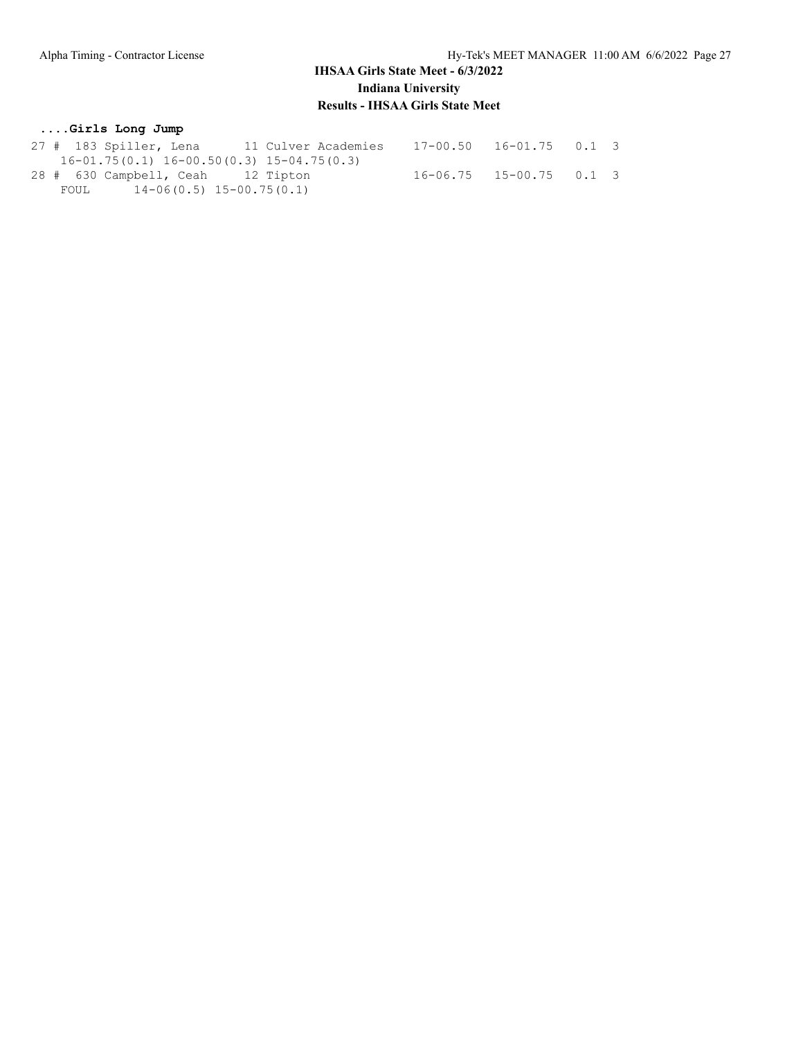## IHSAA Girls State Meet - 6/3/2022

### Indiana University

### Results - IHSAA Girls State Meet

**....Girls Long Jump**

```
27 # 183 Spiller, Lena        11 Culver Academies     17-00.50   16-01.75   0.1  3
   16-01.75(0.1) 16-00.50(0.3) 15-04.75(0.3)
28 # 630 Campbell, Ceah       12 Tipton               16-06.75   15-00.75   0.1  3
   FOUL       14-06(0.5) 15-00.75(0.1)
```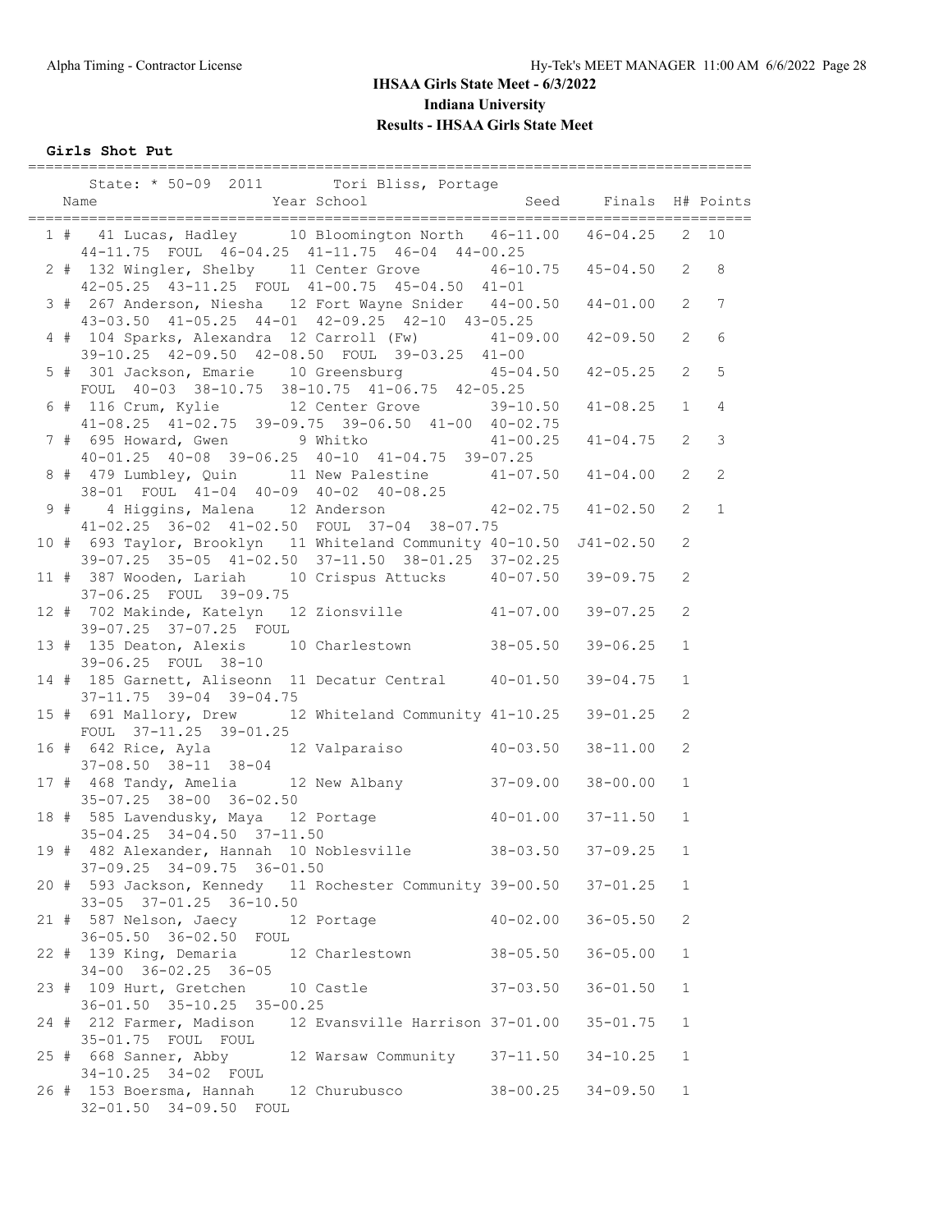# IHSAA Girls State Meet - 6/3/2022

## Indiana University

## Results - IHSAA Girls State Meet

### Girls Shot Put

State: * 50-09 2011 Tori Bliss, Portage

| Place | Name | Year | School | Seed | Finals | H# | Points |
|---|---|---|---|---|---|---|---|
| 1 | # 41 Lucas, Hadley | 10 | Bloomington North | 46-11.00 | 46-04.25 | 2 | 10 |
| | 44-11.75 FOUL 46-04.25 41-11.75 46-04 44-00.25 | | | | | | |
| 2 | # 132 Wingler, Shelby | 11 | Center Grove | 46-10.75 | 45-04.50 | 2 | 8 |
| | 42-05.25 43-11.25 FOUL 41-00.75 45-04.50 41-01 | | | | | | |
| 3 | # 267 Anderson, Niesha | 12 | Fort Wayne Snider | 44-00.50 | 44-01.00 | 2 | 7 |
| | 43-03.50 41-05.25 44-01 42-09.25 42-10 43-05.25 | | | | | | |
| 4 | # 104 Sparks, Alexandra | 12 | Carroll (Fw) | 41-09.00 | 42-09.50 | 2 | 6 |
| | 39-10.25 42-09.50 42-08.50 FOUL 39-03.25 41-00 | | | | | | |
| 5 | # 301 Jackson, Emarie | 10 | Greensburg | 45-04.50 | 42-05.25 | 2 | 5 |
| | FOUL 40-03 38-10.75 38-10.75 41-06.75 42-05.25 | | | | | | |
| 6 | # 116 Crum, Kylie | 12 | Center Grove | 39-10.50 | 41-08.25 | 1 | 4 |
| | 41-08.25 41-02.75 39-09.75 39-06.50 41-00 40-02.75 | | | | | | |
| 7 | # 695 Howard, Gwen | 9 | Whitko | 41-00.25 | 41-04.75 | 2 | 3 |
| | 40-01.25 40-08 39-06.25 40-10 41-04.75 39-07.25 | | | | | | |
| 8 | # 479 Lumbley, Quin | 11 | New Palestine | 41-07.50 | 41-04.00 | 2 | 2 |
| | 38-01 FOUL 41-04 40-09 40-02 40-08.25 | | | | | | |
| 9 | # 4 Higgins, Malena | 12 | Anderson | 42-02.75 | 41-02.50 | 2 | 1 |
| | 41-02.25 36-02 41-02.50 FOUL 37-04 38-07.75 | | | | | | |
| 10 | # 693 Taylor, Brooklyn | 11 | Whiteland Community | 40-10.50 | J41-02.50 | 2 | |
| | 39-07.25 35-05 41-02.50 37-11.50 38-01.25 37-02.25 | | | | | | |
| 11 | # 387 Wooden, Lariah | 10 | Crispus Attucks | 40-07.50 | 39-09.75 | 2 | |
| | 37-06.25 FOUL 39-09.75 | | | | | | |
| 12 | # 702 Makinde, Katelyn | 12 | Zionsville | 41-07.00 | 39-07.25 | 2 | |
| | 39-07.25 37-07.25 FOUL | | | | | | |
| 13 | # 135 Deaton, Alexis | 10 | Charlestown | 38-05.50 | 39-06.25 | 1 | |
| | 39-06.25 FOUL 38-10 | | | | | | |
| 14 | # 185 Garnett, Aliseonn | 11 | Decatur Central | 40-01.50 | 39-04.75 | 1 | |
| | 37-11.75 39-04 39-04.75 | | | | | | |
| 15 | # 691 Mallory, Drew | 12 | Whiteland Community | 41-10.25 | 39-01.25 | 2 | |
| | FOUL 37-11.25 39-01.25 | | | | | | |
| 16 | # 642 Rice, Ayla | 12 | Valparaiso | 40-03.50 | 38-11.00 | 2 | |
| | 37-08.50 38-11 38-04 | | | | | | |
| 17 | # 468 Tandy, Amelia | 12 | New Albany | 37-09.00 | 38-00.00 | 1 | |
| | 35-07.25 38-00 36-02.50 | | | | | | |
| 18 | # 585 Lavendusky, Maya | 12 | Portage | 40-01.00 | 37-11.50 | 1 | |
| | 35-04.25 34-04.50 37-11.50 | | | | | | |
| 19 | # 482 Alexander, Hannah | 10 | Noblesville | 38-03.50 | 37-09.25 | 1 | |
| | 37-09.25 34-09.75 36-01.50 | | | | | | |
| 20 | # 593 Jackson, Kennedy | 11 | Rochester Community | 39-00.50 | 37-01.25 | 1 | |
| | 33-05 37-01.25 36-10.50 | | | | | | |
| 21 | # 587 Nelson, Jaecy | 12 | Portage | 40-02.00 | 36-05.50 | 2 | |
| | 36-05.50 36-02.50 FOUL | | | | | | |
| 22 | # 139 King, Demaria | 12 | Charlestown | 38-05.50 | 36-05.00 | 1 | |
| | 34-00 36-02.25 36-05 | | | | | | |
| 23 | # 109 Hurt, Gretchen | 10 | Castle | 37-03.50 | 36-01.50 | 1 | |
| | 36-01.50 35-10.25 35-00.25 | | | | | | |
| 24 | # 212 Farmer, Madison | 12 | Evansville Harrison | 37-01.00 | 35-01.75 | 1 | |
| | 35-01.75 FOUL FOUL | | | | | | |
| 25 | # 668 Sanner, Abby | 12 | Warsaw Community | 37-11.50 | 34-10.25 | 1 | |
| | 34-10.25 34-02 FOUL | | | | | | |
| 26 | # 153 Boersma, Hannah | 12 | Churubusco | 38-00.25 | 34-09.50 | 1 | |
| | 32-01.50 34-09.50 FOUL | | | | | | |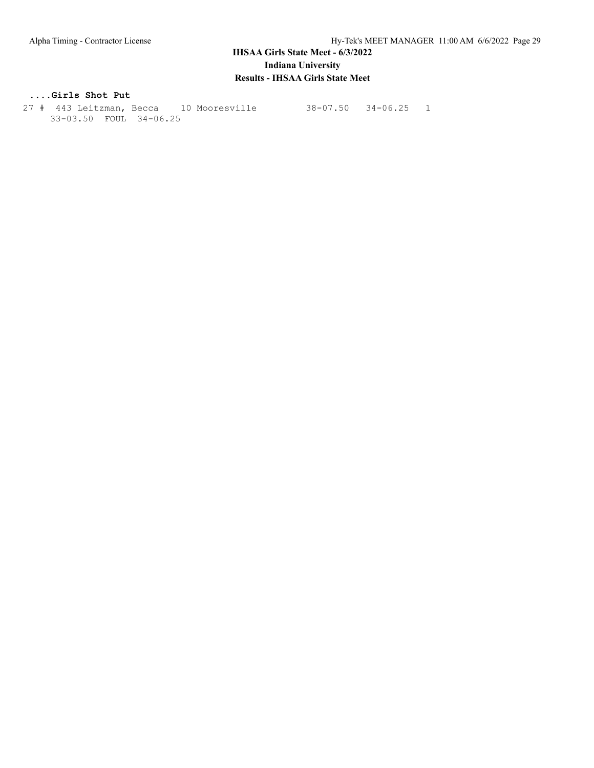**....Girls Shot Put**

```
27 #  443 Leitzman, Becca    10 Mooresville        38-07.50   34-06.25   1
     33-03.50  FOUL  34-06.25
```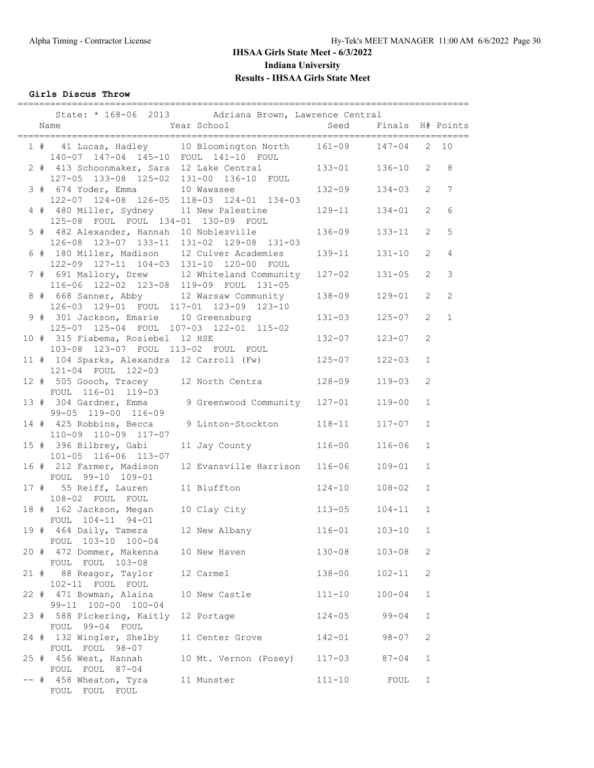# IHSAA Girls State Meet - 6/3/2022

## Indiana University

## Results - IHSAA Girls State Meet

### Girls Discus Throw

State: * 168-06 2013 Adriana Brown, Lawrence Central

| | Name | Year | School | Seed | Finals | H# | Points |
|---|---|---|---|---|---|---|---|
| 1 # | 41 Lucas, Hadley | 10 | Bloomington North | 161-09 | 147-04 | 2 | 10 |
| | 140-07 147-04 145-10 FOUL 141-10 FOUL | | | | | | |
| 2 # | 413 Schoonmaker, Sara | 12 | Lake Central | 133-01 | 136-10 | 2 | 8 |
| | 127-05 133-08 125-02 131-00 136-10 FOUL | | | | | | |
| 3 # | 674 Yoder, Emma | 10 | Wawasee | 132-09 | 134-03 | 2 | 7 |
| | 122-07 124-08 126-05 118-03 124-01 134-03 | | | | | | |
| 4 # | 480 Miller, Sydney | 11 | New Palestine | 129-11 | 134-01 | 2 | 6 |
| | 125-08 FOUL FOUL 134-01 130-09 FOUL | | | | | | |
| 5 # | 482 Alexander, Hannah | 10 | Noblesville | 136-09 | 133-11 | 2 | 5 |
| | 126-08 123-07 133-11 131-02 129-08 131-03 | | | | | | |
| 6 # | 180 Miller, Madison | 12 | Culver Academies | 139-11 | 131-10 | 2 | 4 |
| | 122-09 127-11 104-03 131-10 120-00 FOUL | | | | | | |
| 7 # | 691 Mallory, Drew | 12 | Whiteland Community | 127-02 | 131-05 | 2 | 3 |
| | 116-06 122-02 123-08 119-09 FOUL 131-05 | | | | | | |
| 8 # | 668 Sanner, Abby | 12 | Warsaw Community | 138-09 | 129-01 | 2 | 2 |
| | 126-03 129-01 FOUL 117-01 123-09 123-10 | | | | | | |
| 9 # | 301 Jackson, Emarie | 10 | Greensburg | 131-03 | 125-07 | 2 | 1 |
| | 125-07 125-04 FOUL 107-03 122-01 115-02 | | | | | | |
| 10 # | 315 Fiabema, Rosiebel | 12 | HSE | 132-07 | 123-07 | 2 | |
| | 103-08 123-07 FOUL 113-02 FOUL FOUL | | | | | | |
| 11 # | 104 Sparks, Alexandra | 12 | Carroll (Fw) | 125-07 | 122-03 | 1 | |
| | 121-04 FOUL 122-03 | | | | | | |
| 12 # | 505 Gooch, Tracey | 12 | North Centra | 128-09 | 119-03 | 2 | |
| | FOUL 116-01 119-03 | | | | | | |
| 13 # | 304 Gardner, Emma | 9 | Greenwood Community | 127-01 | 119-00 | 1 | |
| | 99-05 119-00 116-09 | | | | | | |
| 14 # | 425 Robbins, Becca | 9 | Linton-Stockton | 118-11 | 117-07 | 1 | |
| | 110-09 110-09 117-07 | | | | | | |
| 15 # | 396 Bilbrey, Gabi | 11 | Jay County | 116-00 | 116-06 | 1 | |
| | 101-05 116-06 113-07 | | | | | | |
| 16 # | 212 Farmer, Madison | 12 | Evansville Harrison | 116-06 | 109-01 | 1 | |
| | FOUL 99-10 109-01 | | | | | | |
| 17 # | 55 Reiff, Lauren | 11 | Bluffton | 124-10 | 108-02 | 1 | |
| | 108-02 FOUL FOUL | | | | | | |
| 18 # | 162 Jackson, Megan | 10 | Clay City | 113-05 | 104-11 | 1 | |
| | FOUL 104-11 94-01 | | | | | | |
| 19 # | 464 Daily, Tamera | 12 | New Albany | 116-01 | 103-10 | 1 | |
| | FOUL 103-10 100-04 | | | | | | |
| 20 # | 472 Dommer, Makenna | 10 | New Haven | 130-08 | 103-08 | 2 | |
| | FOUL FOUL 103-08 | | | | | | |
| 21 # | 88 Reagor, Taylor | 12 | Carmel | 138-00 | 102-11 | 2 | |
| | 102-11 FOUL FOUL | | | | | | |
| 22 # | 471 Bowman, Alaina | 10 | New Castle | 111-10 | 100-04 | 1 | |
| | 99-11 100-00 100-04 | | | | | | |
| 23 # | 588 Pickering, Kaitly | 12 | Portage | 124-05 | 99-04 | 1 | |
| | FOUL 99-04 FOUL | | | | | | |
| 24 # | 132 Wingler, Shelby | 11 | Center Grove | 142-01 | 98-07 | 2 | |
| | FOUL FOUL 98-07 | | | | | | |
| 25 # | 456 West, Hannah | 10 | Mt. Vernon (Posey) | 117-03 | 87-04 | 1 | |
| | FOUL FOUL 87-04 | | | | | | |
| -- # | 458 Wheaton, Tyra | 11 | Munster | 111-10 | FOUL | 1 | |
| | FOUL FOUL FOUL | | | | | | |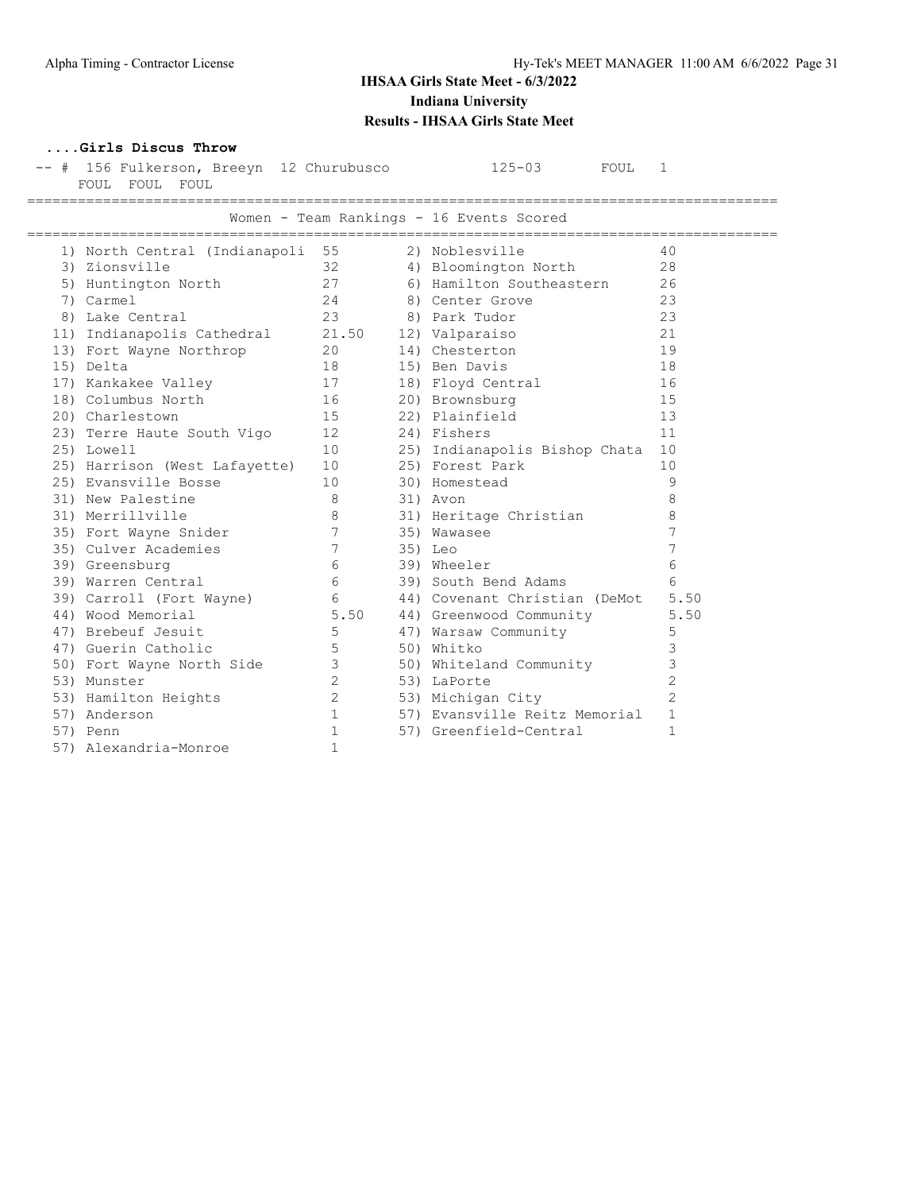## IHSAA Girls State Meet - 6/3/2022

### Indiana University

### Results - IHSAA Girls State Meet

**....Girls Discus Throw**

```
-- # 156 Fulkerson, Breeyn  12 Churubusco           125-03      FOUL   1
     FOUL  FOUL  FOUL
```

### Women - Team Rankings - 16 Events Scored

| Rank | Team | Points | Rank | Team | Points |
|---|---|---|---|---|---|
| 1) | North Central (Indianapoli | 55 | 2) | Noblesville | 40 |
| 3) | Zionsville | 32 | 4) | Bloomington North | 28 |
| 5) | Huntington North | 27 | 6) | Hamilton Southeastern | 26 |
| 7) | Carmel | 24 | 8) | Center Grove | 23 |
| 8) | Lake Central | 23 | 8) | Park Tudor | 23 |
| 11) | Indianapolis Cathedral | 21.50 | 12) | Valparaiso | 21 |
| 13) | Fort Wayne Northrop | 20 | 14) | Chesterton | 19 |
| 15) | Delta | 18 | 15) | Ben Davis | 18 |
| 17) | Kankakee Valley | 17 | 18) | Floyd Central | 16 |
| 18) | Columbus North | 16 | 20) | Brownsburg | 15 |
| 20) | Charlestown | 15 | 22) | Plainfield | 13 |
| 23) | Terre Haute South Vigo | 12 | 24) | Fishers | 11 |
| 25) | Lowell | 10 | 25) | Indianapolis Bishop Chata | 10 |
| 25) | Harrison (West Lafayette) | 10 | 25) | Forest Park | 10 |
| 25) | Evansville Bosse | 10 | 30) | Homestead | 9 |
| 31) | New Palestine | 8 | 31) | Avon | 8 |
| 31) | Merrillville | 8 | 31) | Heritage Christian | 8 |
| 35) | Fort Wayne Snider | 7 | 35) | Wawasee | 7 |
| 35) | Culver Academies | 7 | 35) | Leo | 7 |
| 39) | Greensburg | 6 | 39) | Wheeler | 6 |
| 39) | Warren Central | 6 | 39) | South Bend Adams | 6 |
| 39) | Carroll (Fort Wayne) | 6 | 44) | Covenant Christian (DeMot | 5.50 |
| 44) | Wood Memorial | 5.50 | 44) | Greenwood Community | 5.50 |
| 47) | Brebeuf Jesuit | 5 | 47) | Warsaw Community | 5 |
| 47) | Guerin Catholic | 5 | 50) | Whitko | 3 |
| 50) | Fort Wayne North Side | 3 | 50) | Whiteland Community | 3 |
| 53) | Munster | 2 | 53) | LaPorte | 2 |
| 53) | Hamilton Heights | 2 | 53) | Michigan City | 2 |
| 57) | Anderson | 1 | 57) | Evansville Reitz Memorial | 1 |
| 57) | Penn | 1 | 57) | Greenfield-Central | 1 |
| 57) | Alexandria-Monroe | 1 | | | |